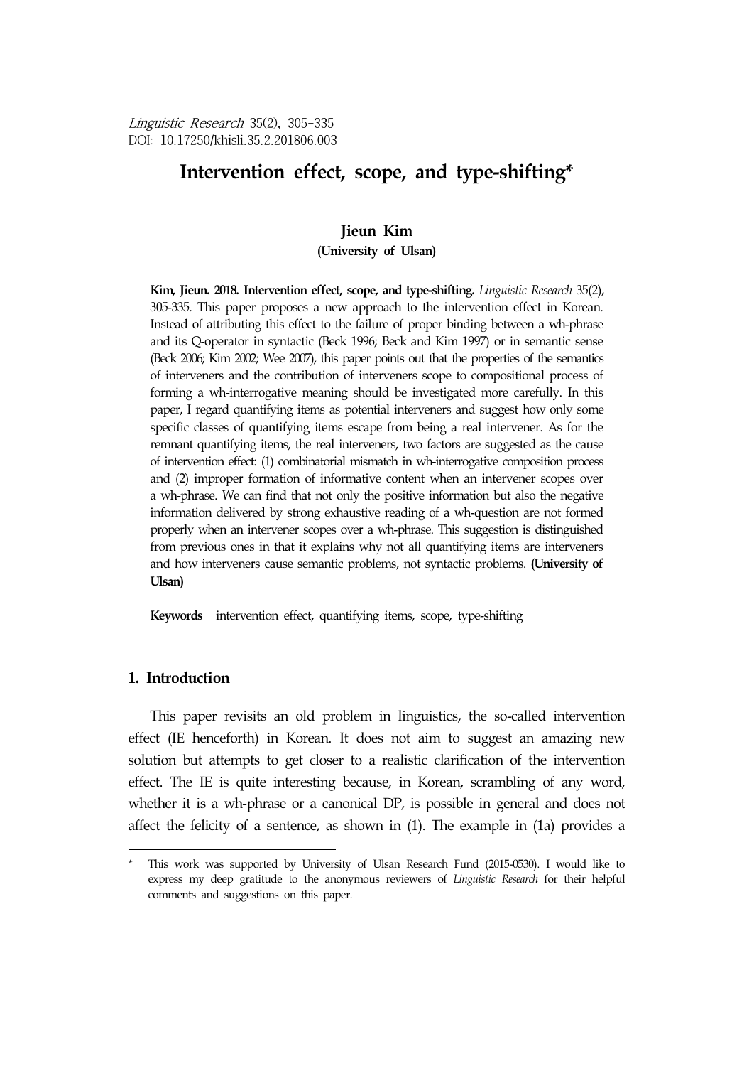Linguistic Research 35(2), 305-335
DOI: 10.17250/khisli.35.2.201806.003

# Intervention effect, scope, and type-shifting*

**Jieun Kim**
**(University of Ulsan)**

**Kim, Jieun. 2018. Intervention effect, scope, and type-shifting.** *Linguistic Research* 35(2), 305-335. This paper proposes a new approach to the intervention effect in Korean. Instead of attributing this effect to the failure of proper binding between a wh-phrase and its Q-operator in syntactic (Beck 1996; Beck and Kim 1997) or in semantic sense (Beck 2006; Kim 2002; Wee 2007), this paper points out that the properties of the semantics of interveners and the contribution of interveners scope to compositional process of forming a wh-interrogative meaning should be investigated more carefully. In this paper, I regard quantifying items as potential interveners and suggest how only some specific classes of quantifying items escape from being a real intervener. As for the remnant quantifying items, the real interveners, two factors are suggested as the cause of intervention effect: (1) combinatorial mismatch in wh-interrogative composition process and (2) improper formation of informative content when an intervener scopes over a wh-phrase. We can find that not only the positive information but also the negative information delivered by strong exhaustive reading of a wh-question are not formed properly when an intervener scopes over a wh-phrase. This suggestion is distinguished from previous ones in that it explains why not all quantifying items are interveners and how interveners cause semantic problems, not syntactic problems. **(University of Ulsan)**

**Keywords** intervention effect, quantifying items, scope, type-shifting

## 1. Introduction

This paper revisits an old problem in linguistics, the so-called intervention effect (IE henceforth) in Korean. It does not aim to suggest an amazing new solution but attempts to get closer to a realistic clarification of the intervention effect. The IE is quite interesting because, in Korean, scrambling of any word, whether it is a wh-phrase or a canonical DP, is possible in general and does not affect the felicity of a sentence, as shown in (1). The example in (1a) provides a

---

\* This work was supported by University of Ulsan Research Fund (2015-0530). I would like to express my deep gratitude to the anonymous reviewers of *Linguistic Research* for their helpful comments and suggestions on this paper.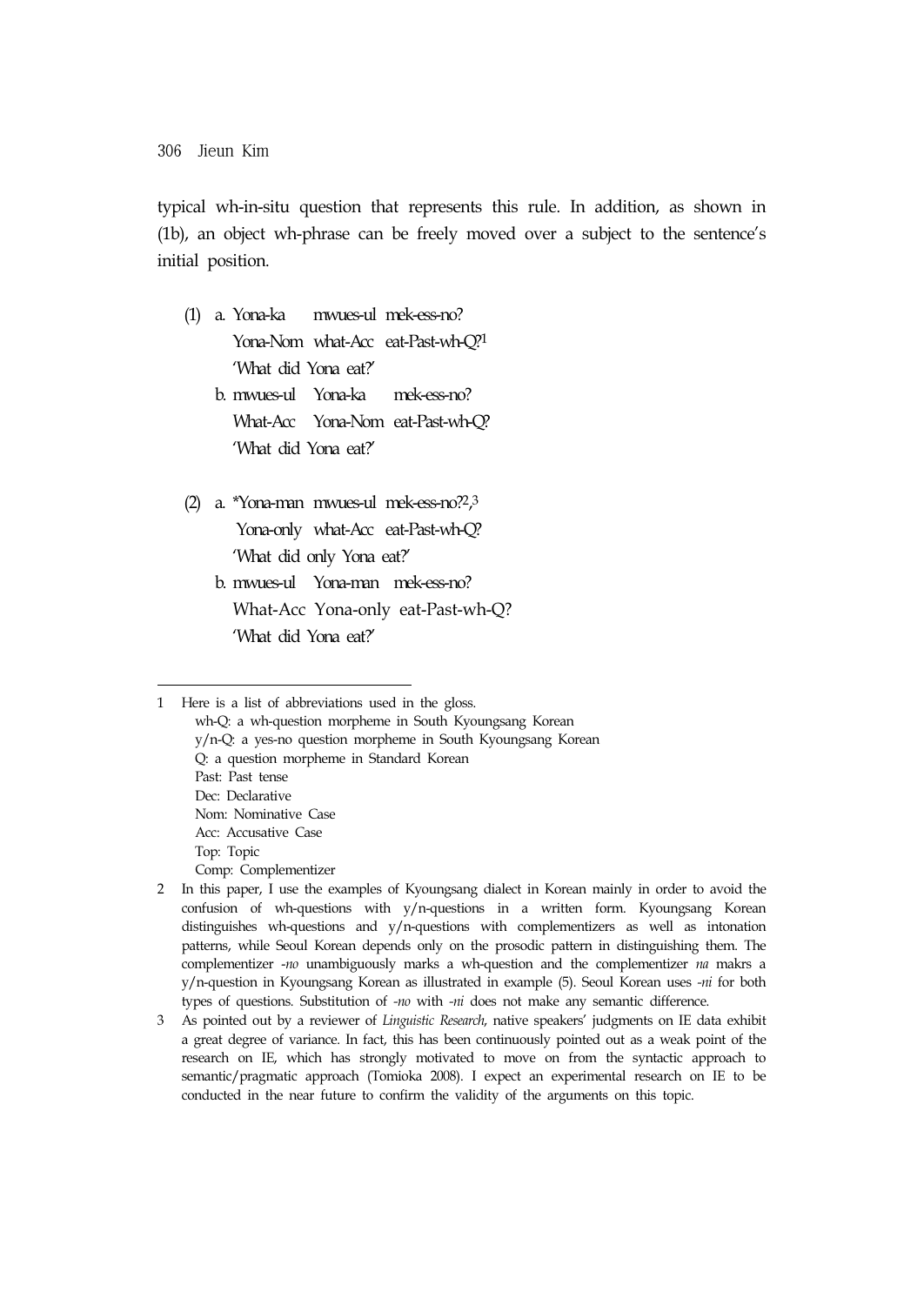typical wh-in-situ question that represents this rule. In addition, as shown in (1b), an object wh-phrase can be freely moved over a subject to the sentence's initial position.

(1) a. Yona-ka mwues-ul mek-ess-no?
   Yona-Nom what-Acc eat-Past-wh-Q?[1]
   'What did Yona eat?'
  b. mwues-ul Yona-ka mek-ess-no?
   What-Acc Yona-Nom eat-Past-wh-Q?
   'What did Yona eat?'

(2) a. *Yona-man mwues-ul mek-ess-no?[2,3]
   Yona-only what-Acc eat-Past-wh-Q?
   'What did only Yona eat?'
  b. mwues-ul Yona-man mek-ess-no?
   What-Acc Yona-only eat-Past-wh-Q?
   'What did Yona eat?'

---

1 Here is a list of abbreviations used in the gloss.
  wh-Q: a wh-question morpheme in South Kyoungsang Korean
  y/n-Q: a yes-no question morpheme in South Kyoungsang Korean
  Q: a question morpheme in Standard Korean
  Past: Past tense
  Dec: Declarative
  Nom: Nominative Case
  Acc: Accusative Case
  Top: Topic
  Comp: Complementizer

2 In this paper, I use the examples of Kyoungsang dialect in Korean mainly in order to avoid the confusion of wh-questions with y/n-questions in a written form. Kyoungsang Korean distinguishes wh-questions and y/n-questions with complementizers as well as intonation patterns, while Seoul Korean depends only on the prosodic pattern in distinguishing them. The complementizer *-no* unambiguously marks a wh-question and the complementizer *na* makrs a y/n-question in Kyoungsang Korean as illustrated in example (5). Seoul Korean uses *-ni* for both types of questions. Substitution of *-no* with *-ni* does not make any semantic difference.

3 As pointed out by a reviewer of *Linguistic Research*, native speakers' judgments on IE data exhibit a great degree of variance. In fact, this has been continuously pointed out as a weak point of the research on IE, which has strongly motivated to move on from the syntactic approach to semantic/pragmatic approach (Tomioka 2008). I expect an experimental research on IE to be conducted in the near future to confirm the validity of the arguments on this topic.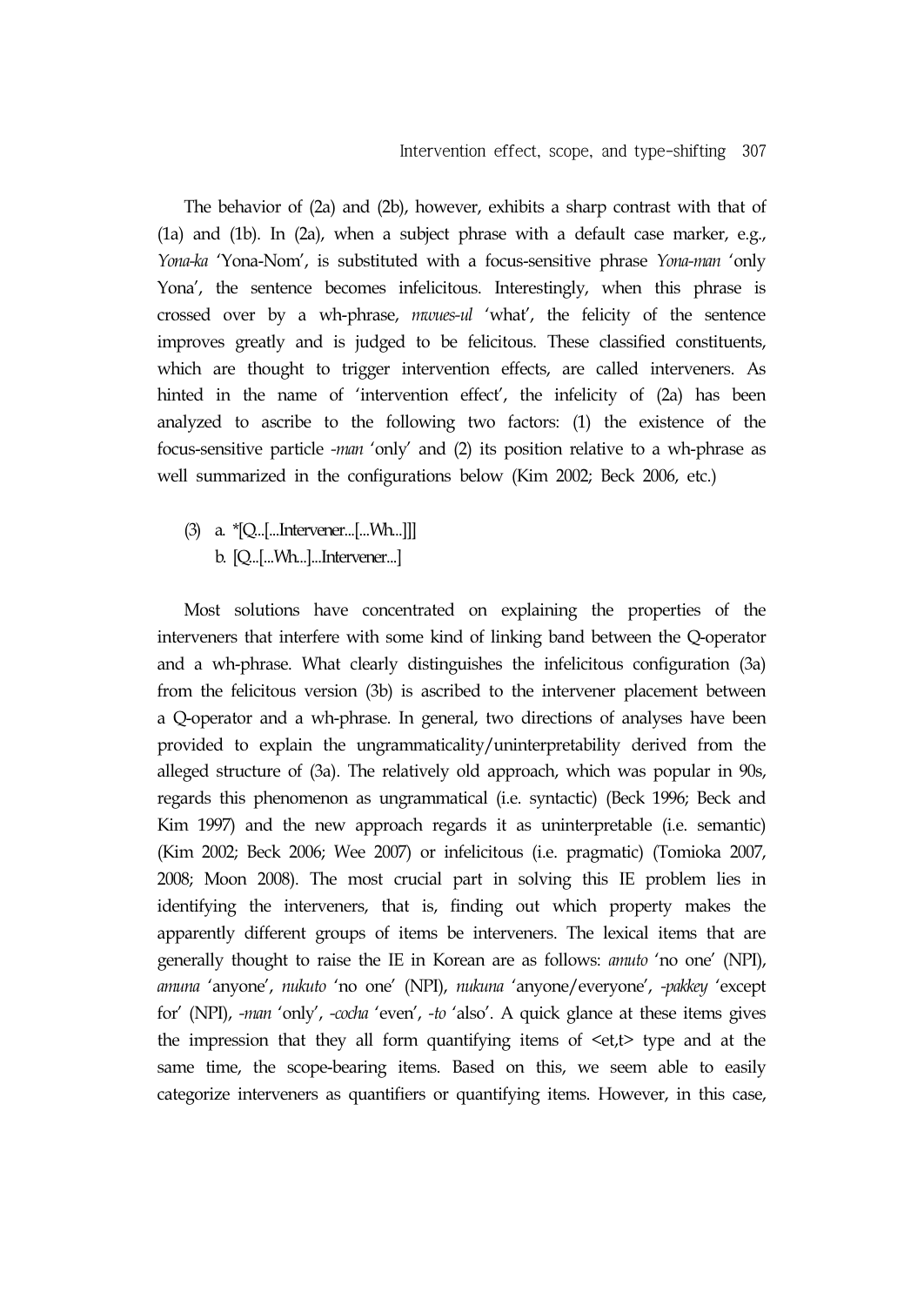The behavior of (2a) and (2b), however, exhibits a sharp contrast with that of (1a) and (1b). In (2a), when a subject phrase with a default case marker, e.g., *Yona-ka* 'Yona-Nom', is substituted with a focus-sensitive phrase *Yona-man* 'only Yona', the sentence becomes infelicitous. Interestingly, when this phrase is crossed over by a wh-phrase, *mwues-ul* 'what', the felicity of the sentence improves greatly and is judged to be felicitous. These classified constituents, which are thought to trigger intervention effects, are called interveners. As hinted in the name of 'intervention effect', the infelicity of (2a) has been analyzed to ascribe to the following two factors: (1) the existence of the focus-sensitive particle *-man* 'only' and (2) its position relative to a wh-phrase as well summarized in the configurations below (Kim 2002; Beck 2006, etc.)

(3) a. *[Q...[...Intervener...[...Wh...]]]
   b. [Q...[...Wh...]...Intervener...]

Most solutions have concentrated on explaining the properties of the interveners that interfere with some kind of linking band between the Q-operator and a wh-phrase. What clearly distinguishes the infelicitous configuration (3a) from the felicitous version (3b) is ascribed to the intervener placement between a Q-operator and a wh-phrase. In general, two directions of analyses have been provided to explain the ungrammaticality/uninterpretability derived from the alleged structure of (3a). The relatively old approach, which was popular in 90s, regards this phenomenon as ungrammatical (i.e. syntactic) (Beck 1996; Beck and Kim 1997) and the new approach regards it as uninterpretable (i.e. semantic) (Kim 2002; Beck 2006; Wee 2007) or infelicitous (i.e. pragmatic) (Tomioka 2007, 2008; Moon 2008). The most crucial part in solving this IE problem lies in identifying the interveners, that is, finding out which property makes the apparently different groups of items be interveners. The lexical items that are generally thought to raise the IE in Korean are as follows: *amuto* 'no one' (NPI), *amuna* 'anyone', *nukuto* 'no one' (NPI), *nukuna* 'anyone/everyone', *-pakkey* 'except for' (NPI), *-man* 'only', *-cocha* 'even', *-to* 'also'. A quick glance at these items gives the impression that they all form quantifying items of <et,t> type and at the same time, the scope-bearing items. Based on this, we seem able to easily categorize interveners as quantifiers or quantifying items. However, in this case,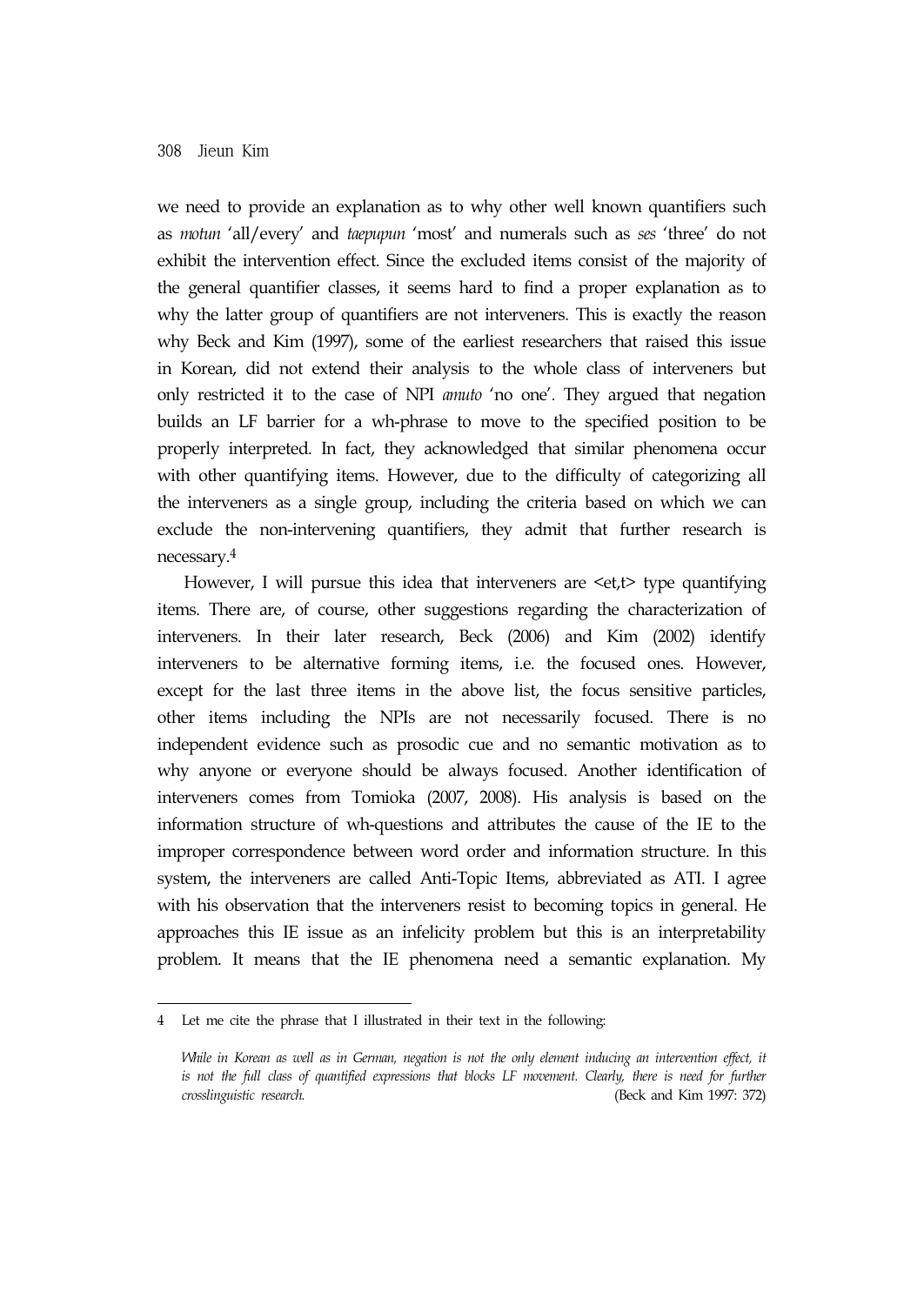we need to provide an explanation as to why other well known quantifiers such as *motun* 'all/every' and *taepupun* 'most' and numerals such as *ses* 'three' do not exhibit the intervention effect. Since the excluded items consist of the majority of the general quantifier classes, it seems hard to find a proper explanation as to why the latter group of quantifiers are not interveners. This is exactly the reason why Beck and Kim (1997), some of the earliest researchers that raised this issue in Korean, did not extend their analysis to the whole class of interveners but only restricted it to the case of NPI *amuto* 'no one'. They argued that negation builds an LF barrier for a wh-phrase to move to the specified position to be properly interpreted. In fact, they acknowledged that similar phenomena occur with other quantifying items. However, due to the difficulty of categorizing all the interveners as a single group, including the criteria based on which we can exclude the non-intervening quantifiers, they admit that further research is necessary.[4]

However, I will pursue this idea that interveners are <et,t> type quantifying items. There are, of course, other suggestions regarding the characterization of interveners. In their later research, Beck (2006) and Kim (2002) identify interveners to be alternative forming items, i.e. the focused ones. However, except for the last three items in the above list, the focus sensitive particles, other items including the NPIs are not necessarily focused. There is no independent evidence such as prosodic cue and no semantic motivation as to why anyone or everyone should be always focused. Another identification of interveners comes from Tomioka (2007, 2008). His analysis is based on the information structure of wh-questions and attributes the cause of the IE to the improper correspondence between word order and information structure. In this system, the interveners are called Anti-Topic Items, abbreviated as ATI. I agree with his observation that the interveners resist to becoming topics in general. He approaches this IE issue as an infelicity problem but this is an interpretability problem. It means that the IE phenomena need a semantic explanation. My

---

4 Let me cite the phrase that I illustrated in their text in the following:

*While in Korean as well as in German, negation is not the only element inducing an intervention effect, it is not the full class of quantified expressions that blocks LF movement. Clearly, there is need for further crosslinguistic research.* (Beck and Kim 1997: 372)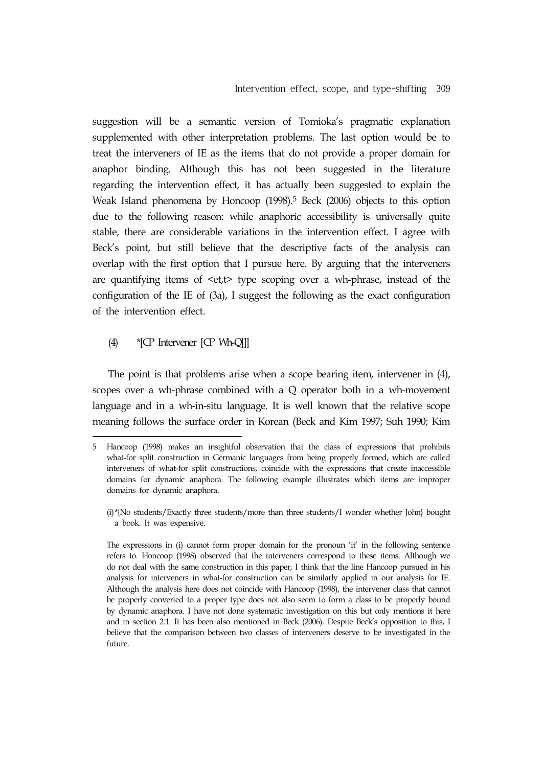suggestion will be a semantic version of Tomioka's pragmatic explanation supplemented with other interpretation problems. The last option would be to treat the interveners of IE as the items that do not provide a proper domain for anaphor binding. Although this has not been suggested in the literature regarding the intervention effect, it has actually been suggested to explain the Weak Island phenomena by Honcoop (1998).[5] Beck (2006) objects to this option due to the following reason: while anaphoric accessibility is universally quite stable, there are considerable variations in the intervention effect. I agree with Beck's point, but still believe that the descriptive facts of the analysis can overlap with the first option that I pursue here. By arguing that the interveners are quantifying items of <et,t> type scoping over a wh-phrase, instead of the configuration of the IE of (3a), I suggest the following as the exact configuration of the intervention effect.

(4) *[CP Intervener [CP Wh-Q]]]

The point is that problems arise when a scope bearing item, intervener in (4), scopes over a wh-phrase combined with a Q operator both in a wh-movement language and in a wh-in-situ language. It is well known that the relative scope meaning follows the surface order in Korean (Beck and Kim 1997; Suh 1990; Kim

---

5 Hancoop (1998) makes an insightful observation that the class of expressions that prohibits what-for split construction in Germanic languages from being properly formed, which are called interveners of what-for split constructions, coincide with the expressions that create inaccessible domains for dynamic anaphora. The following example illustrates which items are improper domains for dynamic anaphora.

(i)*{No students/Exactly three students/more than three students/I wonder whether John} bought a book. It was expensive.

The expressions in (i) cannot form proper domain for the pronoun 'it' in the following sentence refers to. Honcoop (1998) observed that the interveners correspond to these items. Although we do not deal with the same construction in this paper, I think that the line Hancoop pursued in his analysis for interveners in what-for construction can be similarly applied in our analysis for IE. Although the analysis here does not coincide with Hancoop (1998), the intervener class that cannot be properly converted to a proper type does not also seem to form a class to be properly bound by dynamic anaphora. I have not done systematic investigation on this but only mentions it here and in section 2.1. It has been also mentioned in Beck (2006). Despite Beck's opposition to this, I believe that the comparison between two classes of interveners deserve to be investigated in the future.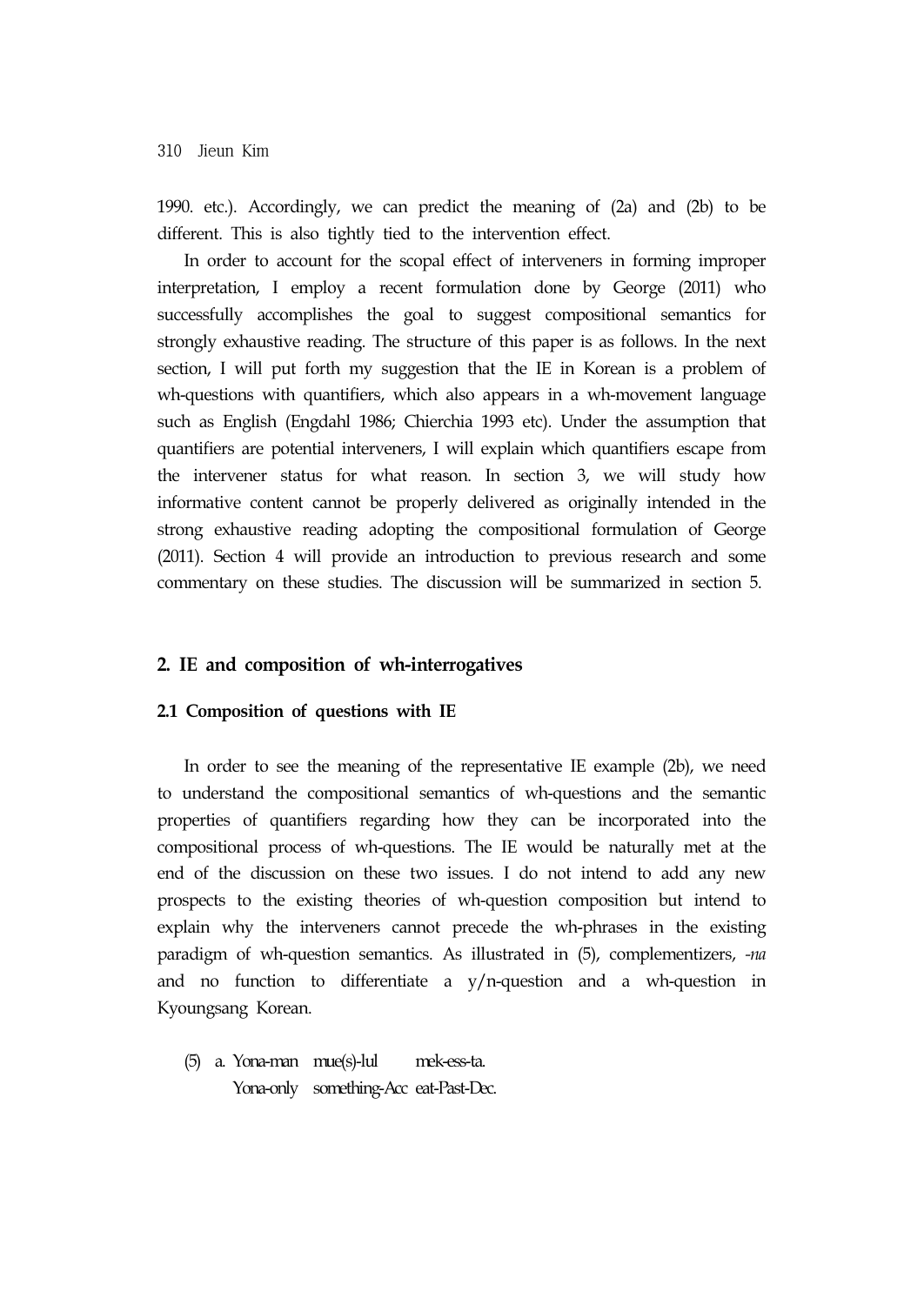1990. etc.). Accordingly, we can predict the meaning of (2a) and (2b) to be different. This is also tightly tied to the intervention effect.

In order to account for the scopal effect of interveners in forming improper interpretation, I employ a recent formulation done by George (2011) who successfully accomplishes the goal to suggest compositional semantics for strongly exhaustive reading. The structure of this paper is as follows. In the next section, I will put forth my suggestion that the IE in Korean is a problem of wh-questions with quantifiers, which also appears in a wh-movement language such as English (Engdahl 1986; Chierchia 1993 etc). Under the assumption that quantifiers are potential interveners, I will explain which quantifiers escape from the intervener status for what reason. In section 3, we will study how informative content cannot be properly delivered as originally intended in the strong exhaustive reading adopting the compositional formulation of George (2011). Section 4 will provide an introduction to previous research and some commentary on these studies. The discussion will be summarized in section 5.

## 2. IE and composition of wh-interrogatives

### 2.1 Composition of questions with IE

In order to see the meaning of the representative IE example (2b), we need to understand the compositional semantics of wh-questions and the semantic properties of quantifiers regarding how they can be incorporated into the compositional process of wh-questions. The IE would be naturally met at the end of the discussion on these two issues. I do not intend to add any new prospects to the existing theories of wh-question composition but intend to explain why the interveners cannot precede the wh-phrases in the existing paradigm of wh-question semantics. As illustrated in (5), complementizers, *-na* and no function to differentiate a y/n-question and a wh-question in Kyoungsang Korean.

(5) a. Yona-man mue(s)-lul mek-ess-ta.
Yona-only something-Acc eat-Past-Dec.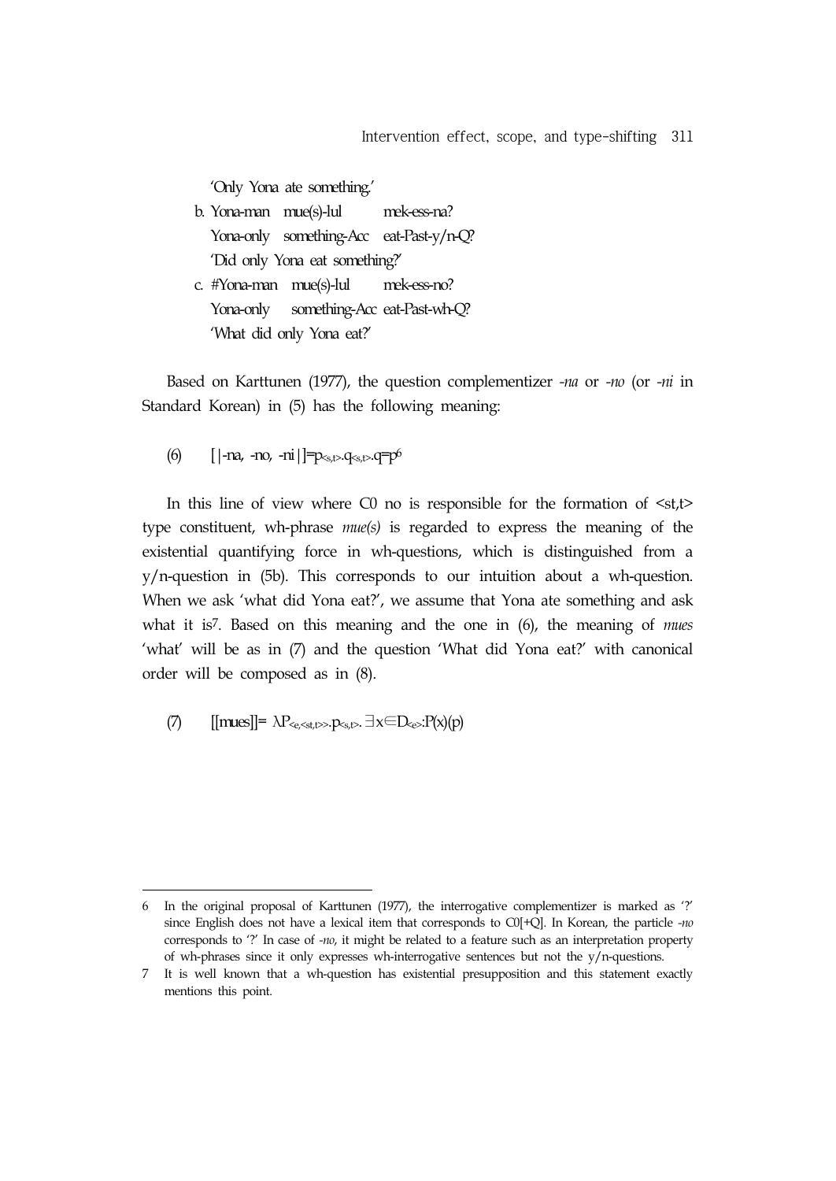'Only Yona ate something.'

b. Yona-man mue(s)-lul mek-ess-na?
   Yona-only something-Acc eat-Past-y/n-Q?
   'Did only Yona eat something?'

c. #Yona-man mue(s)-lul mek-ess-no?
   Yona-only something-Acc eat-Past-wh-Q?
   'What did only Yona eat?'

Based on Karttunen (1977), the question complementizer *-na* or *-no* (or *-ni* in Standard Korean) in (5) has the following meaning:

(6) $[|\text{-na, -no, -ni}|] = p_{<s,t>}.q_{<s,t>}.q=p$[6]

In this line of view where C0 no is responsible for the formation of <st,t> type constituent, wh-phrase *mue(s)* is regarded to express the meaning of the existential quantifying force in wh-questions, which is distinguished from a y/n-question in (5b). This corresponds to our intuition about a wh-question. When we ask 'what did Yona eat?', we assume that Yona ate something and ask what it is[7]. Based on this meaning and the one in (6), the meaning of *mues* 'what' will be as in (7) and the question 'What did Yona eat?' with canonical order will be composed as in (8).

(7) $[[\text{mues}]] = \lambda P_{<e,<st,t>>}.p_{<s,t>}.\exists x \in D_{<e>}:P(x)(p)$

---

6 In the original proposal of Karttunen (1977), the interrogative complementizer is marked as '?' since English does not have a lexical item that corresponds to C0[+Q]. In Korean, the particle *-no* corresponds to '?' In case of *-no*, it might be related to a feature such as an interpretation property of wh-phrases since it only expresses wh-interrogative sentences but not the y/n-questions.

7 It is well known that a wh-question has existential presupposition and this statement exactly mentions this point.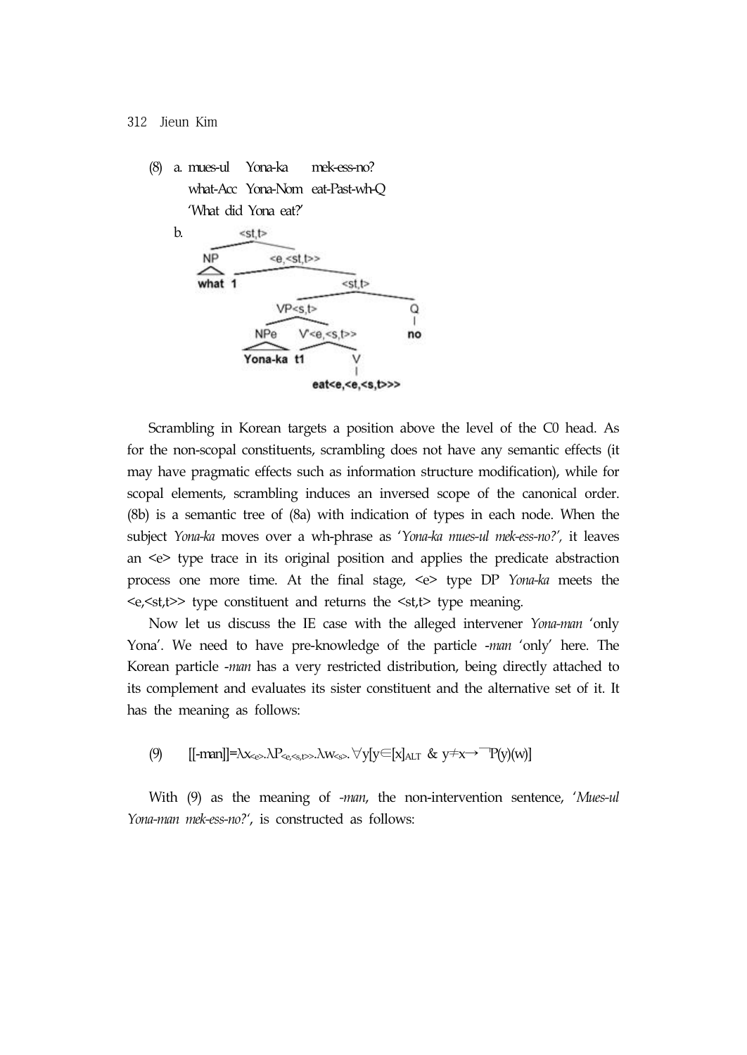(8) a. mues-ul Yona-ka mek-ess-no?
   what-Acc Yona-Nom eat-Past-wh-Q
   'What did Yona eat?'

b.

```
              <st,t>
         ________|________
        NP          <e,<st,t>>
        △       ______|________
       what     1           <st,t>
                       _______|_______
                   VP<s,t>            Q
                  ____|____           |
                NPe     V'<e,<s,t>>   no
                 △       ___|___
             Yona-ka    t1      V
                                |
                        eat<e,<e,<s,t>>>
```

Scrambling in Korean targets a position above the level of the C0 head. As for the non-scopal constituents, scrambling does not have any semantic effects (it may have pragmatic effects such as information structure modification), while for scopal elements, scrambling induces an inversed scope of the canonical order. (8b) is a semantic tree of (8a) with indication of types in each node. When the subject *Yona-ka* moves over a wh-phrase as '*Yona-ka mues-ul mek-ess-no?*', it leaves an <e> type trace in its original position and applies the predicate abstraction process one more time. At the final stage, <e> type DP *Yona-ka* meets the <e,<st,t>> type constituent and returns the <st,t> type meaning.

Now let us discuss the IE case with the alleged intervener *Yona-man* 'only Yona'. We need to have pre-knowledge of the particle *-man* 'only' here. The Korean particle *-man* has a very restricted distribution, being directly attached to its complement and evaluates its sister constituent and the alternative set of it. It has the meaning as follows:

(9) $[[\text{-man}]] = \lambda x_{<e>}.\lambda P_{<e,<s,t>>}.\lambda w_{<s>}.\forall y[y \in [x]_{ALT}\ \&\ y \neq x \rightarrow \neg P(y)(w)]$

With (9) as the meaning of *-man*, the non-intervention sentence, '*Mues-ul Yona-man mek-ess-no?*', is constructed as follows: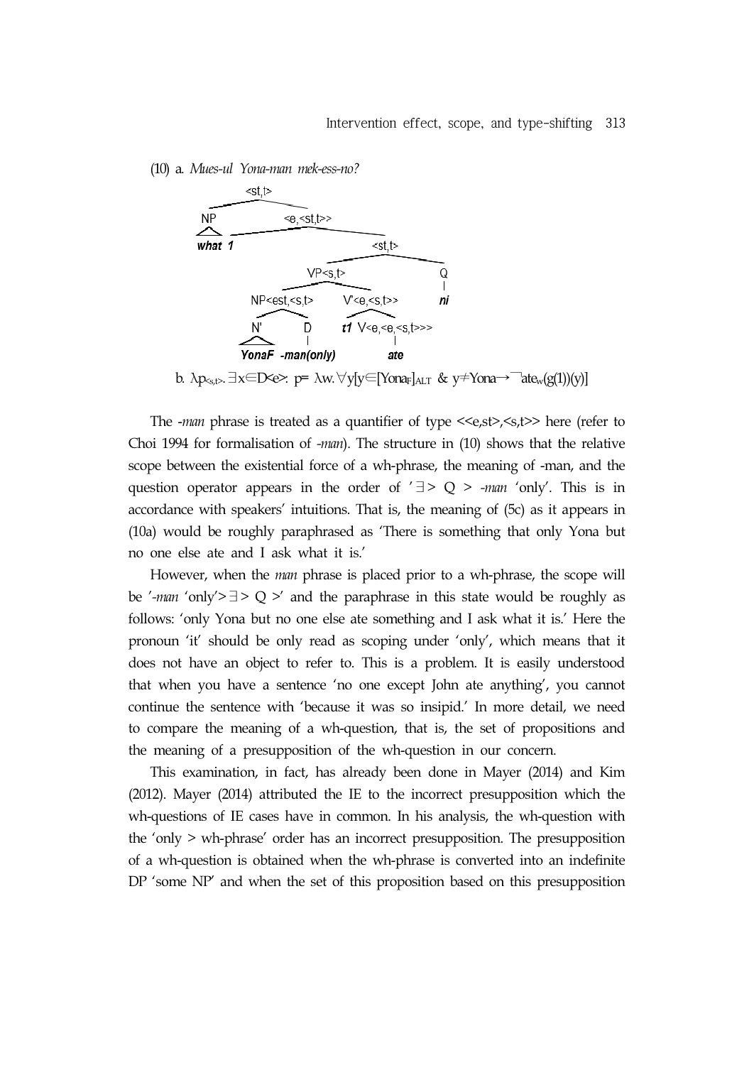(10) a. *Mues-ul Yona-man mek-ess-no?*

```
                    <st,t>
          ___________|___________
         NP                 <e,<st,t>>
         /\          ________|________
       what  1                     <st,t>
                          __________|__________
                      VP<s,t>                  Q
                  ______|______                |
          NP<est,<s,t>      V'<e,<s,t>>       ni
            ___|___          ___|___
           N'      D        t1  V<e,<e,<s,t>>>
           /\      |                 |
        YonaF  -man(only)           ate
```

b. $\lambda p_{<s,t>}.\ \exists x \in D_{<e>}: p = \lambda w. \forall y[y \in [\text{Yona}_F]_{ALT}\ \&\ y \neq \text{Yona} \rightarrow \neg \text{ate}_w(g(1))(y)]$

The *-man* phrase is treated as a quantifier of type <<e,st>,<s,t>> here (refer to Choi 1994 for formalisation of *-man*). The structure in (10) shows that the relative scope between the existential force of a wh-phrase, the meaning of -man, and the question operator appears in the order of '$\exists$ > Q > *-man* 'only''. This is in accordance with speakers' intuitions. That is, the meaning of (5c) as it appears in (10a) would be roughly paraphrased as 'There is something that only Yona but no one else ate and I ask what it is.'

However, when the *man* phrase is placed prior to a wh-phrase, the scope will be '*-man* 'only'> $\exists$ > Q >' and the paraphrase in this state would be roughly as follows: 'only Yona but no one else ate something and I ask what it is.' Here the pronoun 'it' should be only read as scoping under 'only', which means that it does not have an object to refer to. This is a problem. It is easily understood that when you have a sentence 'no one except John ate anything', you cannot continue the sentence with 'because it was so insipid.' In more detail, we need to compare the meaning of a wh-question, that is, the set of propositions and the meaning of a presupposition of the wh-question in our concern.

This examination, in fact, has already been done in Mayer (2014) and Kim (2012). Mayer (2014) attributed the IE to the incorrect presupposition which the wh-questions of IE cases have in common. In his analysis, the wh-question with the 'only > wh-phrase' order has an incorrect presupposition. The presupposition of a wh-question is obtained when the wh-phrase is converted into an indefinite DP 'some NP' and when the set of this proposition based on this presupposition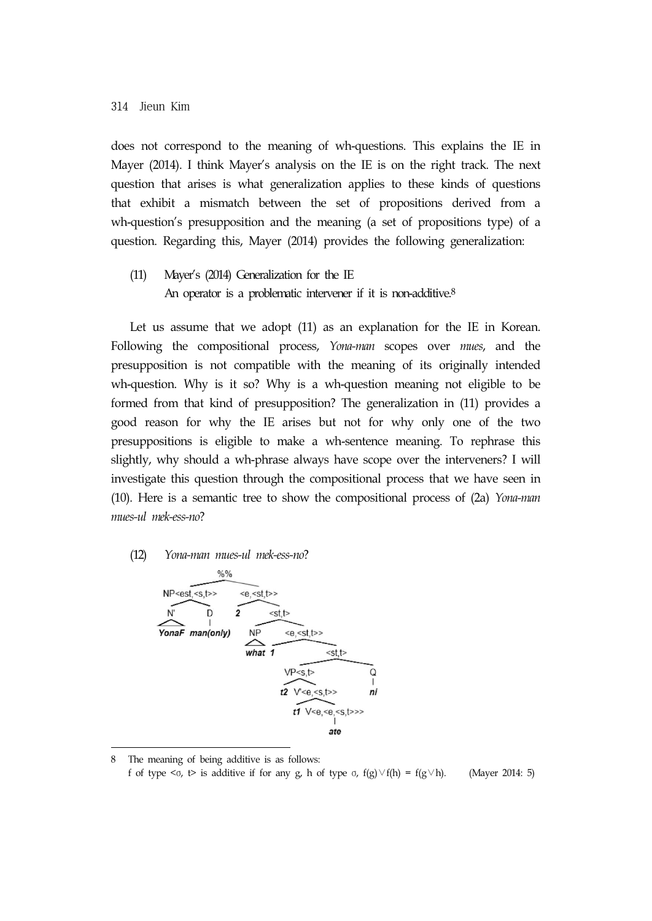does not correspond to the meaning of wh-questions. This explains the IE in Mayer (2014). I think Mayer's analysis on the IE is on the right track. The next question that arises is what generalization applies to these kinds of questions that exhibit a mismatch between the set of propositions derived from a wh-question's presupposition and the meaning (a set of propositions type) of a question. Regarding this, Mayer (2014) provides the following generalization:

(11) Mayer's (2014) Generalization for the IE
An operator is a problematic intervener if it is non-additive.[8]

Let us assume that we adopt (11) as an explanation for the IE in Korean. Following the compositional process, *Yona-man* scopes over *mues*, and the presupposition is not compatible with the meaning of its originally intended wh-question. Why is it so? Why is a wh-question meaning not eligible to be formed from that kind of presupposition? The generalization in (11) provides a good reason for why the IE arises but not for why only one of the two presuppositions is eligible to make a wh-sentence meaning. To rephrase this slightly, why should a wh-phrase always have scope over the interveners? I will investigate this question through the compositional process that we have seen in (10). Here is a semantic tree to show the compositional process of (2a) *Yona-man mues-ul mek-ess-no*?

(12) *Yona-man mues-ul mek-ess-no*?

```
%%
├── NP<est,<s,t>>
│   ├── N': YonaF
│   └── D: man(only)
└── <e,<st,t>>
    ├── 2
    └── <st,t>
        ├── NP: what
        └── <e,<st,t>>
            ├── 1
            └── <st,t>
                ├── VP<s,t>
                │   ├── t2
                │   └── V'<e,<s,t>>
                │       ├── t1
                │       └── V<e,<e,<s,t>>>: ate
                └── Q: ni
```

---

8 The meaning of being additive is as follows:
f of type $<\sigma, t>$ is additive if for any g, h of type $\sigma$, $f(g) \vee f(h) = f(g \vee h)$. (Mayer 2014: 5)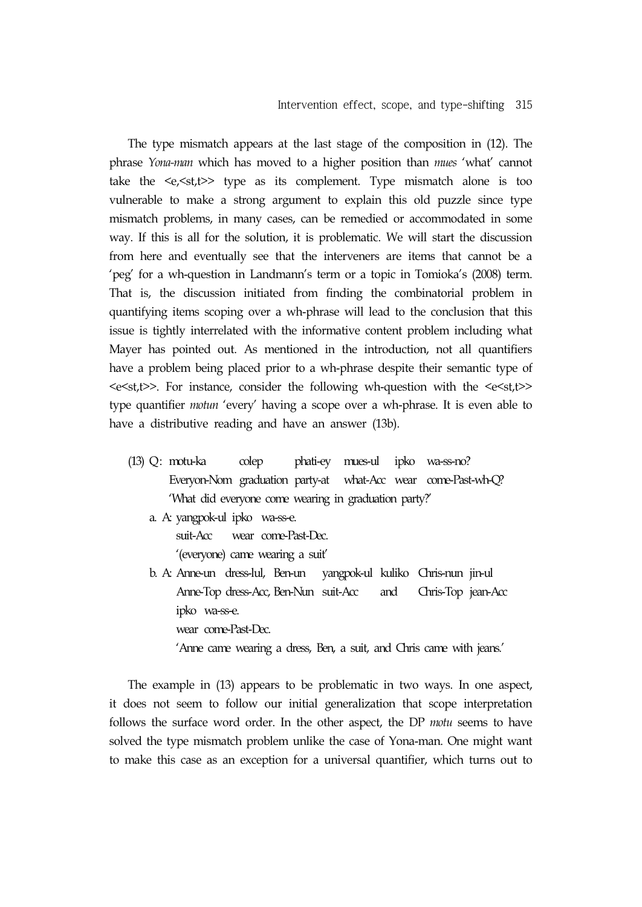The type mismatch appears at the last stage of the composition in (12). The phrase *Yona-man* which has moved to a higher position than *mues* 'what' cannot take the <e,<st,t>> type as its complement. Type mismatch alone is too vulnerable to make a strong argument to explain this old puzzle since type mismatch problems, in many cases, can be remedied or accommodated in some way. If this is all for the solution, it is problematic. We will start the discussion from here and eventually see that the interveners are items that cannot be a 'peg' for a wh-question in Landmann's term or a topic in Tomioka's (2008) term. That is, the discussion initiated from finding the combinatorial problem in quantifying items scoping over a wh-phrase will lead to the conclusion that this issue is tightly interrelated with the informative content problem including what Mayer has pointed out. As mentioned in the introduction, not all quantifiers have a problem being placed prior to a wh-phrase despite their semantic type of <e<st,t>>. For instance, consider the following wh-question with the <e<st,t>> type quantifier *motun* 'every' having a scope over a wh-phrase. It is even able to have a distributive reading and have an answer (13b).

(13) Q: motu-ka colep phati-ey mues-ul ipko wa-ss-no?
   Everyon-Nom graduation party-at what-Acc wear come-Past-wh-Q?
   'What did everyone come wearing in graduation party?'

   a. A: yangpok-ul ipko wa-ss-e.
      suit-Acc wear come-Past-Dec.
      '(everyone) came wearing a suit'

   b. A: Anne-un dress-lul, Ben-un yangpok-ul kuliko Chris-nun jin-ul
      Anne-Top dress-Acc, Ben-Nun suit-Acc and Chris-Top jean-Acc
      ipko wa-ss-e.
      wear come-Past-Dec.
      'Anne came wearing a dress, Ben, a suit, and Chris came with jeans.'

The example in (13) appears to be problematic in two ways. In one aspect, it does not seem to follow our initial generalization that scope interpretation follows the surface word order. In the other aspect, the DP *motu* seems to have solved the type mismatch problem unlike the case of Yona-man. One might want to make this case as an exception for a universal quantifier, which turns out to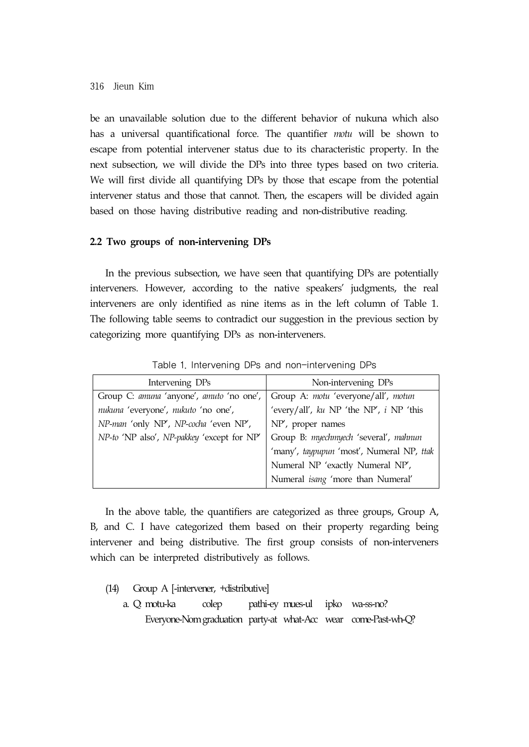be an unavailable solution due to the different behavior of nukuna which also has a universal quantificational force. The quantifier *motu* will be shown to escape from potential intervener status due to its characteristic property. In the next subsection, we will divide the DPs into three types based on two criteria. We will first divide all quantifying DPs by those that escape from the potential intervener status and those that cannot. Then, the escapers will be divided again based on those having distributive reading and non-distributive reading.

### 2.2 Two groups of non-intervening DPs

In the previous subsection, we have seen that quantifying DPs are potentially interveners. However, according to the native speakers' judgments, the real interveners are only identified as nine items as in the left column of Table 1. The following table seems to contradict our suggestion in the previous section by categorizing more quantifying DPs as non-interveners.

Table 1. Intervening DPs and non-intervening DPs

| Intervening DPs | Non-intervening DPs |
|---|---|
| Group C: *amuna* 'anyone', *amuto* 'no one', *nukuna* 'everyone', *nukuto* 'no one', *NP-man* 'only NP', *NP-cocha* 'even NP', *NP-to* 'NP also', *NP-pakkey* 'except for NP' | Group A: *motu* 'everyone/all', *motun* 'every/all', *ku* NP 'the NP', *i* NP 'this NP', proper names<br>Group B: *myechmyech* 'several', *mahnun* 'many', *taypupun* 'most', Numeral NP, *ttak* Numeral NP 'exactly Numeral NP', Numeral *isang* 'more than Numeral' |

In the above table, the quantifiers are categorized as three groups, Group A, B, and C. I have categorized them based on their property regarding being intervener and being distributive. The first group consists of non-interveners which can be interpreted distributively as follows.

(14) Group A [-intervener, +distributive]

a. Q: motu-ka colep pathi-ey mues-ul ipko wa-ss-no?
   Everyone-Nom graduation party-at what-Acc wear come-Past-wh-Q?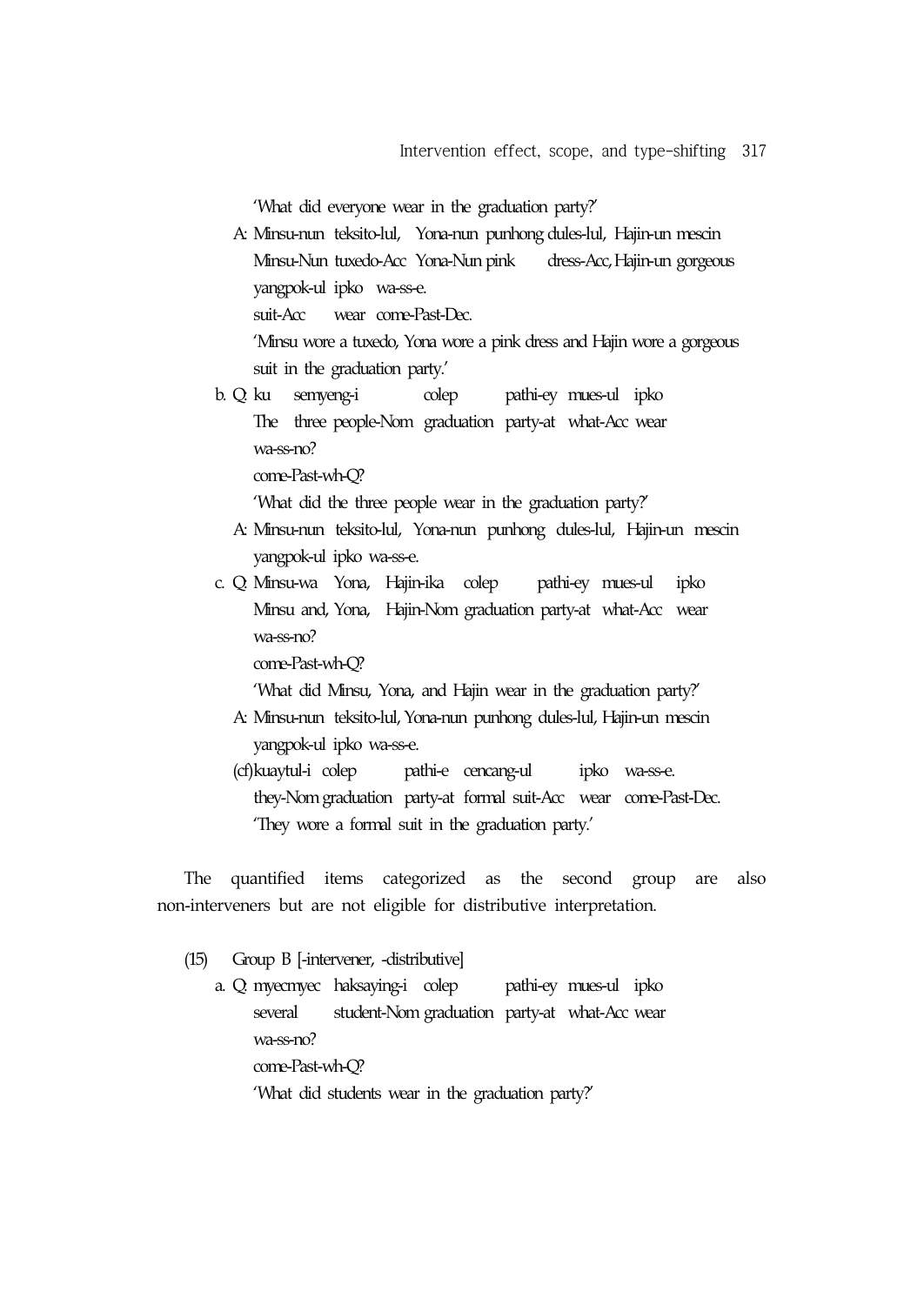'What did everyone wear in the graduation party?'

A: Minsu-nun teksito-lul, Yona-nun punhong dules-lul, Hajin-un mescin
Minsu-Nun tuxedo-Acc Yona-Nun pink dress-Acc, Hajin-un gorgeous
yangpok-ul ipko wa-ss-e.
suit-Acc wear come-Past-Dec.
'Minsu wore a tuxedo, Yona wore a pink dress and Hajin wore a gorgeous suit in the graduation party.'

b. Q: ku semyeng-i colep pathi-ey mues-ul ipko
The three people-Nom graduation party-at what-Acc wear
wa-ss-no?
come-Past-wh-Q?
'What did the three people wear in the graduation party?'

A: Minsu-nun teksito-lul, Yona-nun punhong dules-lul, Hajin-un mescin yangpok-ul ipko wa-ss-e.

c. Q: Minsu-wa Yona, Hajin-ika colep pathi-ey mues-ul ipko
Minsu and, Yona, Hajin-Nom graduation party-at what-Acc wear
wa-ss-no?
come-Past-wh-Q?
'What did Minsu, Yona, and Hajin wear in the graduation party?'

A: Minsu-nun teksito-lul, Yona-nun punhong dules-lul, Hajin-un mescin yangpok-ul ipko wa-ss-e.

(cf) kuaytul-i colep pathi-e cencang-ul ipko wa-ss-e.
they-Nom graduation party-at formal suit-Acc wear come-Past-Dec.
'They wore a formal suit in the graduation party.'

The quantified items categorized as the second group are also non-interveners but are not eligible for distributive interpretation.

(15) Group B [-intervener, -distributive]

a. Q: myecmyec haksaying-i colep pathi-ey mues-ul ipko
several student-Nom graduation party-at what-Acc wear
wa-ss-no?
come-Past-wh-Q?
'What did students wear in the graduation party?'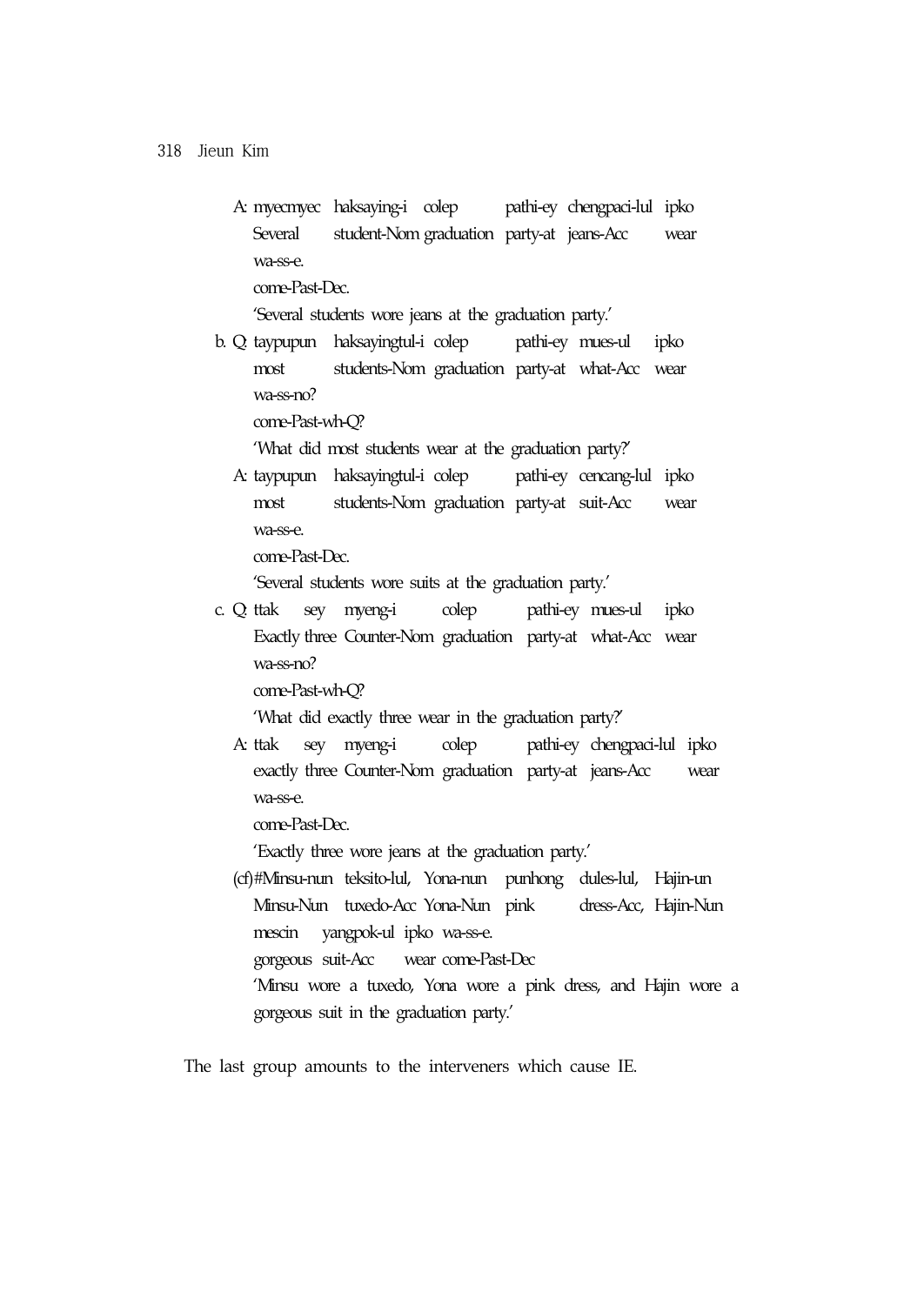A: myecmyec haksaying-i colep pathi-ey chengpaci-lul ipko
Several student-Nom graduation party-at jeans-Acc wear
wa-ss-e.
come-Past-Dec.
'Several students wore jeans at the graduation party.'

b. Q: taypupun haksayingtul-i colep pathi-ey mues-ul ipko
most students-Nom graduation party-at what-Acc wear
wa-ss-no?
come-Past-wh-Q?
'What did most students wear at the graduation party?'

A: taypupun haksayingtul-i colep pathi-ey cencang-lul ipko
most students-Nom graduation party-at suit-Acc wear
wa-ss-e.
come-Past-Dec.
'Several students wore suits at the graduation party.'

c. Q: ttak sey myeng-i colep pathi-ey mues-ul ipko
Exactly three Counter-Nom graduation party-at what-Acc wear
wa-ss-no?
come-Past-wh-Q?
'What did exactly three wear in the graduation party?'

A: ttak sey myeng-i colep pathi-ey chengpaci-lul ipko
exactly three Counter-Nom graduation party-at jeans-Acc wear
wa-ss-e.
come-Past-Dec.
'Exactly three wore jeans at the graduation party.'

(cf)#Minsu-nun teksito-lul, Yona-nun punhong dules-lul, Hajin-un
Minsu-Nun tuxedo-Acc Yona-Nun pink dress-Acc, Hajin-Nun
mescin yangpok-ul ipko wa-ss-e.
gorgeous suit-Acc wear come-Past-Dec
'Minsu wore a tuxedo, Yona wore a pink dress, and Hajin wore a gorgeous suit in the graduation party.'

The last group amounts to the interveners which cause IE.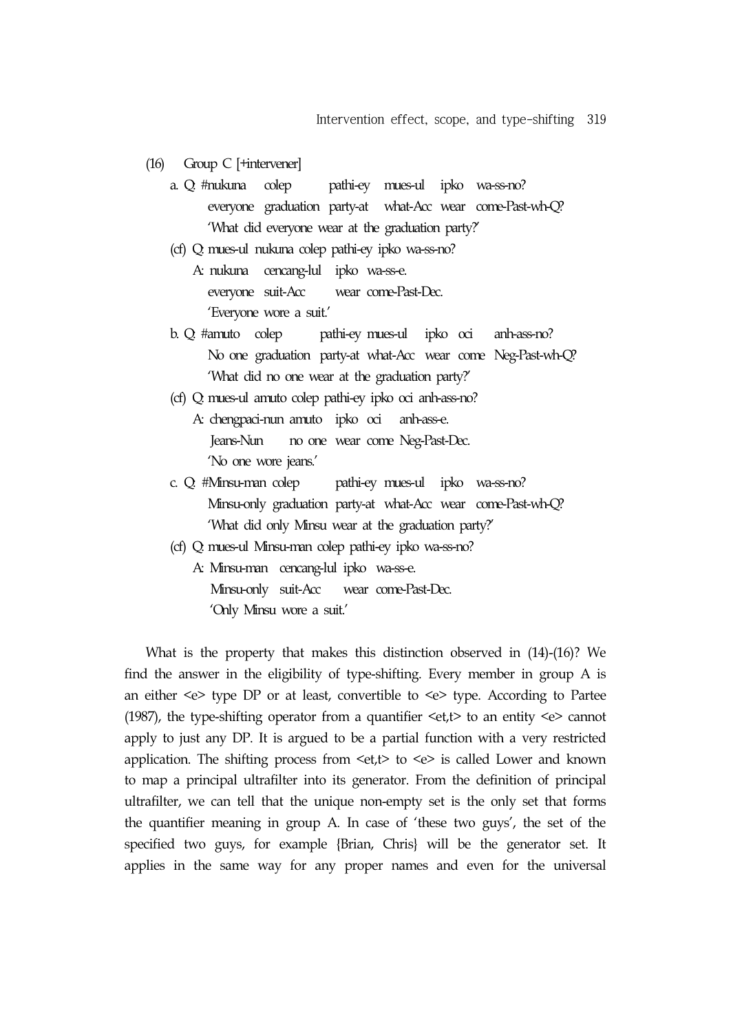(16) Group C [+intervener]

a. Q: #nukuna colep pathi-ey mues-ul ipko wa-ss-no?
   everyone graduation party-at what-Acc wear come-Past-wh-Q?
   'What did everyone wear at the graduation party?'

(cf) Q: mues-ul nukuna colep pathi-ey ipko wa-ss-no?
   A: nukuna cencang-lul ipko wa-ss-e.
   everyone suit-Acc wear come-Past-Dec.
   'Everyone wore a suit.'

b. Q: #amuto colep pathi-ey mues-ul ipko oci anh-ass-no?
   No one graduation party-at what-Acc wear come Neg-Past-wh-Q?
   'What did no one wear at the graduation party?'

(cf) Q: mues-ul amuto colep pathi-ey ipko oci anh-ass-no?
   A: chengpaci-nun amuto ipko oci anh-ass-e.
   Jeans-Nun no one wear come Neg-Past-Dec.
   'No one wore jeans.'

c. Q: #Minsu-man colep pathi-ey mues-ul ipko wa-ss-no?
   Minsu-only graduation party-at what-Acc wear come-Past-wh-Q?
   'What did only Minsu wear at the graduation party?'

(cf) Q: mues-ul Minsu-man colep pathi-ey ipko wa-ss-no?
   A: Minsu-man cencang-lul ipko wa-ss-e.
   Minsu-only suit-Acc wear come-Past-Dec.
   'Only Minsu wore a suit.'

What is the property that makes this distinction observed in (14)-(16)? We find the answer in the eligibility of type-shifting. Every member in group A is an either <e> type DP or at least, convertible to <e> type. According to Partee (1987), the type-shifting operator from a quantifier <et,t> to an entity <e> cannot apply to just any DP. It is argued to be a partial function with a very restricted application. The shifting process from <et,t> to <e> is called Lower and known to map a principal ultrafilter into its generator. From the definition of principal ultrafilter, we can tell that the unique non-empty set is the only set that forms the quantifier meaning in group A. In case of 'these two guys', the set of the specified two guys, for example {Brian, Chris} will be the generator set. It applies in the same way for any proper names and even for the universal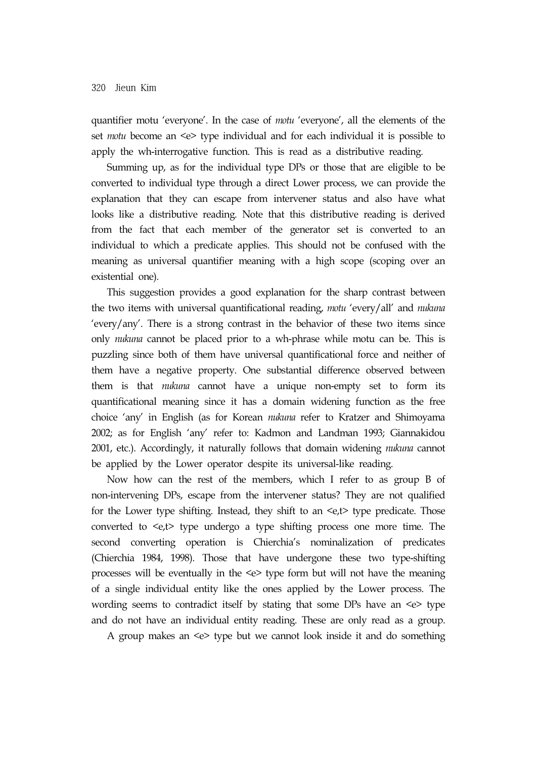quantifier motu 'everyone'. In the case of *motu* 'everyone', all the elements of the set *motu* become an <e> type individual and for each individual it is possible to apply the wh-interrogative function. This is read as a distributive reading.

Summing up, as for the individual type DPs or those that are eligible to be converted to individual type through a direct Lower process, we can provide the explanation that they can escape from intervener status and also have what looks like a distributive reading. Note that this distributive reading is derived from the fact that each member of the generator set is converted to an individual to which a predicate applies. This should not be confused with the meaning as universal quantifier meaning with a high scope (scoping over an existential one).

This suggestion provides a good explanation for the sharp contrast between the two items with universal quantificational reading, *motu* 'every/all' and *nukuna* 'every/any'. There is a strong contrast in the behavior of these two items since only *nukuna* cannot be placed prior to a wh-phrase while motu can be. This is puzzling since both of them have universal quantificational force and neither of them have a negative property. One substantial difference observed between them is that *nukuna* cannot have a unique non-empty set to form its quantificational meaning since it has a domain widening function as the free choice 'any' in English (as for Korean *nukuna* refer to Kratzer and Shimoyama 2002; as for English 'any' refer to: Kadmon and Landman 1993; Giannakidou 2001, etc.). Accordingly, it naturally follows that domain widening *nukuna* cannot be applied by the Lower operator despite its universal-like reading.

Now how can the rest of the members, which I refer to as group B of non-intervening DPs, escape from the intervener status? They are not qualified for the Lower type shifting. Instead, they shift to an <e,t> type predicate. Those converted to <e,t> type undergo a type shifting process one more time. The second converting operation is Chierchia's nominalization of predicates (Chierchia 1984, 1998). Those that have undergone these two type-shifting processes will be eventually in the <e> type form but will not have the meaning of a single individual entity like the ones applied by the Lower process. The wording seems to contradict itself by stating that some DPs have an <e> type and do not have an individual entity reading. These are only read as a group.

A group makes an <e> type but we cannot look inside it and do something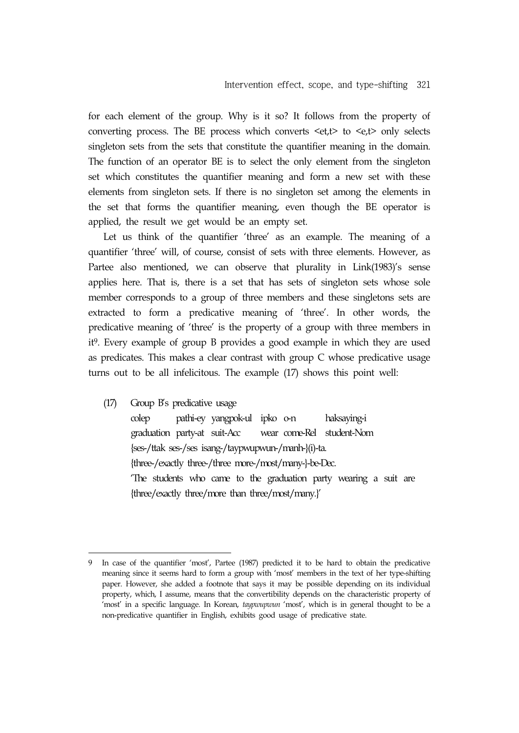for each element of the group. Why is it so? It follows from the property of converting process. The BE process which converts <et,t> to <e,t> only selects singleton sets from the sets that constitute the quantifier meaning in the domain. The function of an operator BE is to select the only element from the singleton set which constitutes the quantifier meaning and form a new set with these elements from singleton sets. If there is no singleton set among the elements in the set that forms the quantifier meaning, even though the BE operator is applied, the result we get would be an empty set.

Let us think of the quantifier 'three' as an example. The meaning of a quantifier 'three' will, of course, consist of sets with three elements. However, as Partee also mentioned, we can observe that plurality in Link(1983)'s sense applies here. That is, there is a set that has sets of singleton sets whose sole member corresponds to a group of three members and these singletons sets are extracted to form a predicative meaning of 'three'. In other words, the predicative meaning of 'three' is the property of a group with three members in it[9]. Every example of group B provides a good example in which they are used as predicates. This makes a clear contrast with group C whose predicative usage turns out to be all infelicitous. The example (17) shows this point well:

(17) Group B's predicative usage

colep pathi-ey yangpok-ul ipko o-n haksaying-i
graduation party-at suit-Acc wear come-Rel student-Nom
{ses-/ttak ses-/ses isang-/taypwupwun-/manh-}(i)-ta.
{three-/exactly three-/three more-/most/many-}-be-Dec.
'The students who came to the graduation party wearing a suit are {three/exactly three/more than three/most/many.}'

---

9 In case of the quantifier 'most', Partee (1987) predicted it to be hard to obtain the predicative meaning since it seems hard to form a group with 'most' members in the text of her type-shifting paper. However, she added a footnote that says it may be possible depending on its individual property, which, I assume, means that the convertibility depends on the characteristic property of 'most' in a specific language. In Korean, *taypwupwun* 'most', which is in general thought to be a non-predicative quantifier in English, exhibits good usage of predicative state.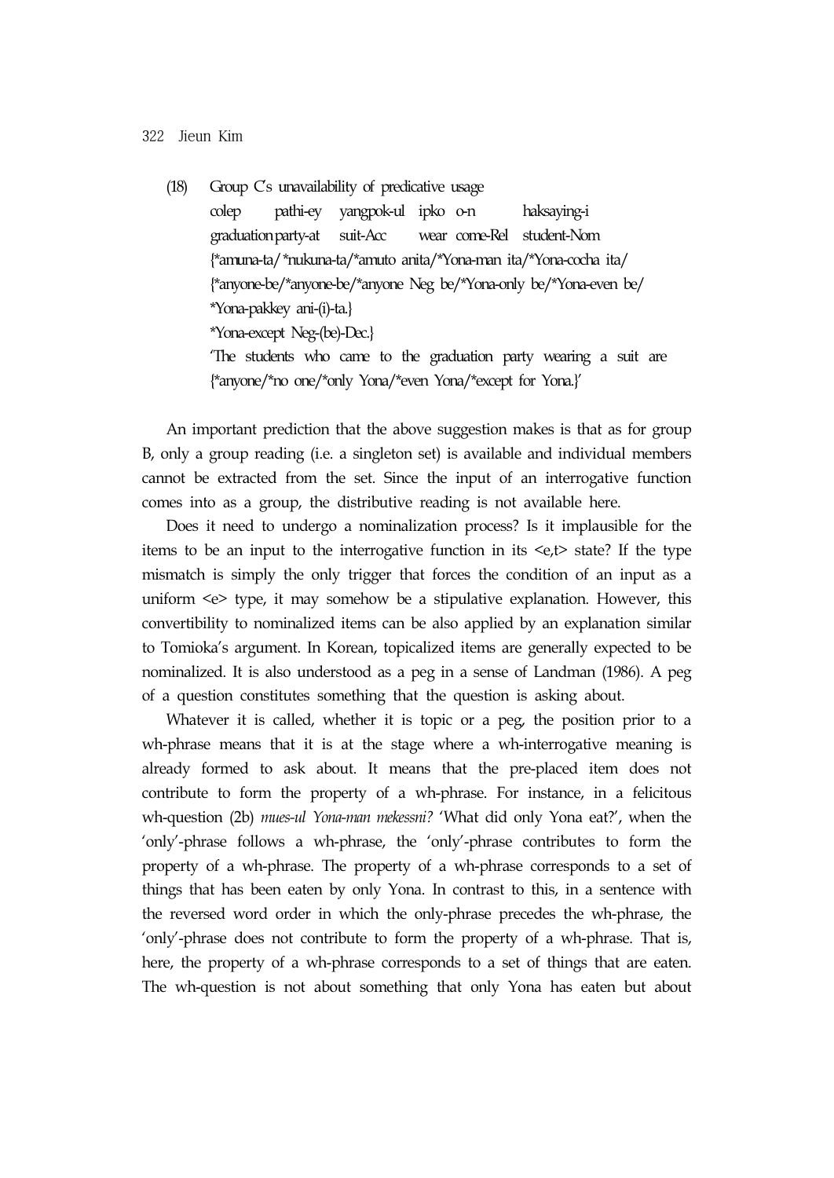(18) Group C's unavailability of predicative usage

colep pathi-ey yangpok-ul ipko o-n haksaying-i  
graduation party-at suit-Acc wear come-Rel student-Nom  
{*amuna-ta/*nukuna-ta/*amuto anita/*Yona-man ita/*Yona-cocha ita/  
{*anyone-be/*anyone-be/*anyone Neg be/*Yona-only be/*Yona-even be/  
*Yona-pakkey ani-(i)-ta.}  
*Yona-except Neg-(be)-Dec.}  
'The students who came to the graduation party wearing a suit are {*anyone/*no one/*only Yona/*even Yona/*except for Yona.}'

An important prediction that the above suggestion makes is that as for group B, only a group reading (i.e. a singleton set) is available and individual members cannot be extracted from the set. Since the input of an interrogative function comes into as a group, the distributive reading is not available here.

Does it need to undergo a nominalization process? Is it implausible for the items to be an input to the interrogative function in its <e,t> state? If the type mismatch is simply the only trigger that forces the condition of an input as a uniform <e> type, it may somehow be a stipulative explanation. However, this convertibility to nominalized items can be also applied by an explanation similar to Tomioka's argument. In Korean, topicalized items are generally expected to be nominalized. It is also understood as a peg in a sense of Landman (1986). A peg of a question constitutes something that the question is asking about.

Whatever it is called, whether it is topic or a peg, the position prior to a wh-phrase means that it is at the stage where a wh-interrogative meaning is already formed to ask about. It means that the pre-placed item does not contribute to form the property of a wh-phrase. For instance, in a felicitous wh-question (2b) *mues-ul Yona-man mekessni?* 'What did only Yona eat?', when the 'only'-phrase follows a wh-phrase, the 'only'-phrase contributes to form the property of a wh-phrase. The property of a wh-phrase corresponds to a set of things that has been eaten by only Yona. In contrast to this, in a sentence with the reversed word order in which the only-phrase precedes the wh-phrase, the 'only'-phrase does not contribute to form the property of a wh-phrase. That is, here, the property of a wh-phrase corresponds to a set of things that are eaten. The wh-question is not about something that only Yona has eaten but about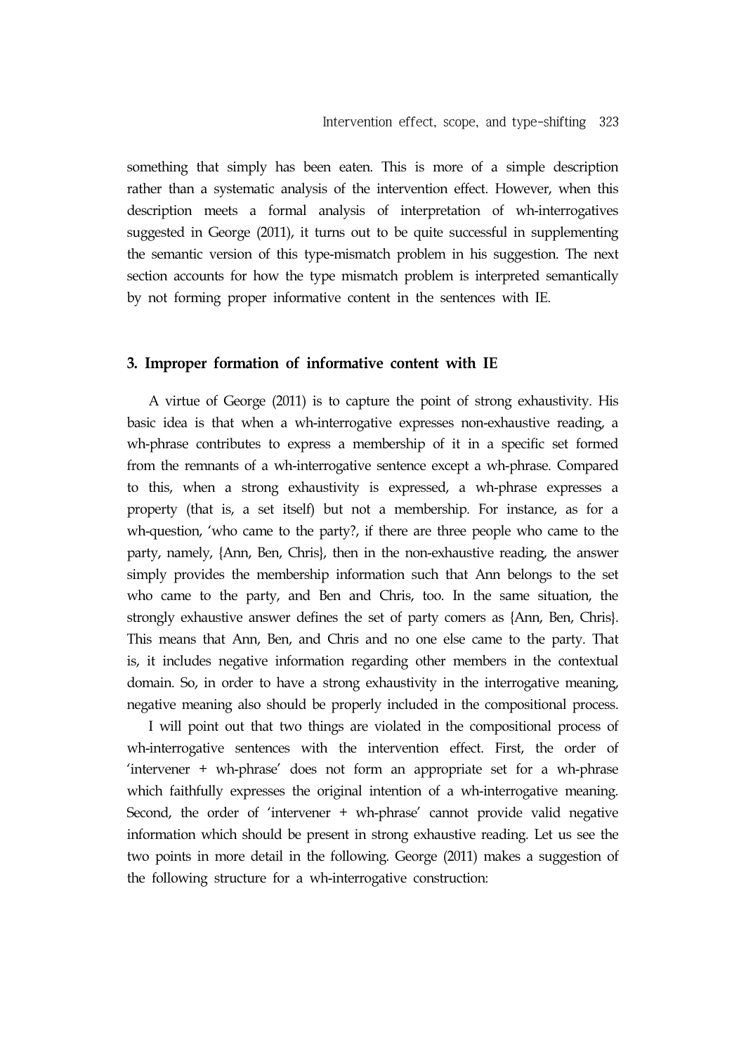something that simply has been eaten. This is more of a simple description rather than a systematic analysis of the intervention effect. However, when this description meets a formal analysis of interpretation of wh-interrogatives suggested in George (2011), it turns out to be quite successful in supplementing the semantic version of this type-mismatch problem in his suggestion. The next section accounts for how the type mismatch problem is interpreted semantically by not forming proper informative content in the sentences with IE.

## 3. Improper formation of informative content with IE

A virtue of George (2011) is to capture the point of strong exhaustivity. His basic idea is that when a wh-interrogative expresses non-exhaustive reading, a wh-phrase contributes to express a membership of it in a specific set formed from the remnants of a wh-interrogative sentence except a wh-phrase. Compared to this, when a strong exhaustivity is expressed, a wh-phrase expresses a property (that is, a set itself) but not a membership. For instance, as for a wh-question, 'who came to the party?, if there are three people who came to the party, namely, {Ann, Ben, Chris}, then in the non-exhaustive reading, the answer simply provides the membership information such that Ann belongs to the set who came to the party, and Ben and Chris, too. In the same situation, the strongly exhaustive answer defines the set of party comers as {Ann, Ben, Chris}. This means that Ann, Ben, and Chris and no one else came to the party. That is, it includes negative information regarding other members in the contextual domain. So, in order to have a strong exhaustivity in the interrogative meaning, negative meaning also should be properly included in the compositional process.

I will point out that two things are violated in the compositional process of wh-interrogative sentences with the intervention effect. First, the order of 'intervener + wh-phrase' does not form an appropriate set for a wh-phrase which faithfully expresses the original intention of a wh-interrogative meaning. Second, the order of 'intervener + wh-phrase' cannot provide valid negative information which should be present in strong exhaustive reading. Let us see the two points in more detail in the following. George (2011) makes a suggestion of the following structure for a wh-interrogative construction: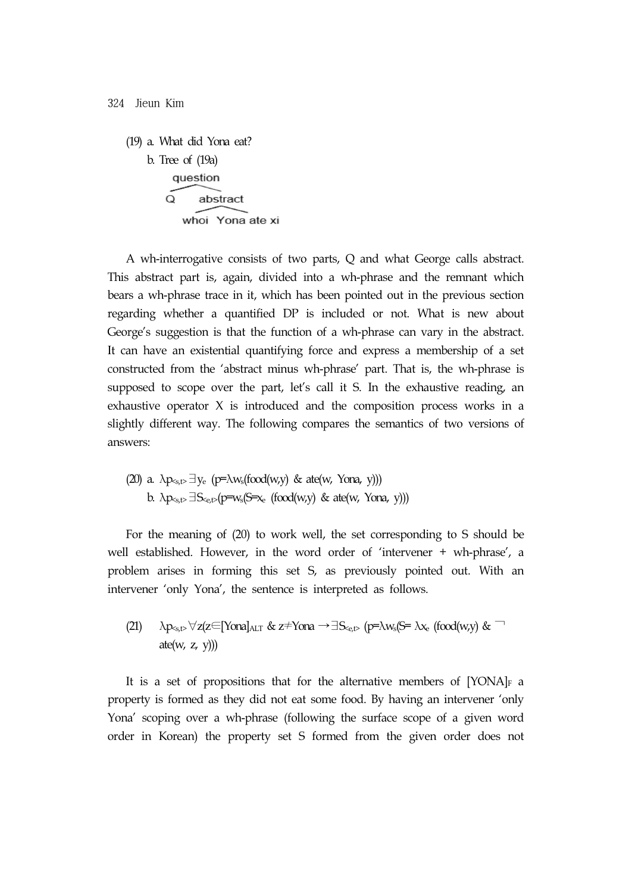(19) a. What did Yona eat?

b. Tree of (19a)

```
question
├── Q
└── abstract
    ├── whoi
    └── Yona ate xi
```

A wh-interrogative consists of two parts, Q and what George calls abstract. This abstract part is, again, divided into a wh-phrase and the remnant which bears a wh-phrase trace in it, which has been pointed out in the previous section regarding whether a quantified DP is included or not. What is new about George's suggestion is that the function of a wh-phrase can vary in the abstract. It can have an existential quantifying force and express a membership of a set constructed from the 'abstract minus wh-phrase' part. That is, the wh-phrase is supposed to scope over the part, let's call it S. In the exhaustive reading, an exhaustive operator X is introduced and the composition process works in a slightly different way. The following compares the semantics of two versions of answers:

(20) a. $\lambda p_{<s,t>} \exists y_e\ (p{=}\lambda w_s(\text{food}(w,y)\ \&\ \text{ate}(w,\ \text{Yona},\ y)))$

b. $\lambda p_{<s,t>} \exists S_{<e,t>}(p{=}w_s(S{=}x_e\ (\text{food}(w,y)\ \&\ \text{ate}(w,\ \text{Yona},\ y)))$

For the meaning of (20) to work well, the set corresponding to S should be well established. However, in the word order of 'intervener + wh-phrase', a problem arises in forming this set S, as previously pointed out. With an intervener 'only Yona', the sentence is interpreted as follows.

(21) $\lambda p_{<s,t>} \forall z(z{\in}[\text{Yona}]_{ALT}\ \&\ z{\neq}\text{Yona} \rightarrow \exists S_{<e,t>}\ (p{=}\lambda w_s(S{=}\ \lambda x_e\ (\text{food}(w,y)\ \&\ \neg\ \text{ate}(w,\ z,\ y)))$

It is a set of propositions that for the alternative members of $[\text{YONA}]_F$ a property is formed as they did not eat some food. By having an intervener 'only Yona' scoping over a wh-phrase (following the surface scope of a given word order in Korean) the property set S formed from the given order does not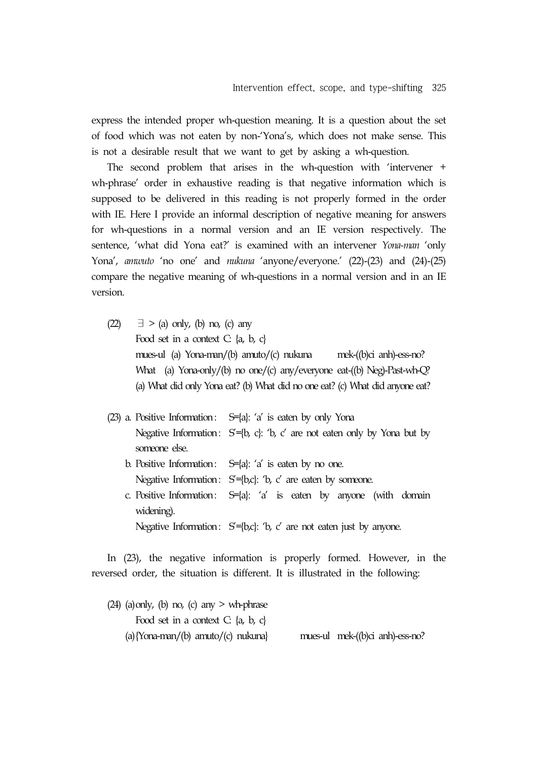express the intended proper wh-question meaning. It is a question about the set of food which was not eaten by non-'Yona's, which does not make sense. This is not a desirable result that we want to get by asking a wh-question.

The second problem that arises in the wh-question with 'intervener + wh-phrase' order in exhaustive reading is that negative information which is supposed to be delivered in this reading is not properly formed in the order with IE. Here I provide an informal description of negative meaning for answers for wh-questions in a normal version and an IE version respectively. The sentence, 'what did Yona eat?' is examined with an intervener *Yona-man* 'only Yona', *amwuto* 'no one' and *nukuna* 'anyone/everyone.' (22)-(23) and (24)-(25) compare the negative meaning of wh-questions in a normal version and in an IE version.

(22) $\exists$ > (a) only, (b) no, (c) any  
Food set in a context C: {a, b, c}  
mues-ul (a) Yona-man/(b) amuto/(c) nukuna mek-((b)ci anh)-ess-no?  
What (a) Yona-only/(b) no one/(c) any/everyone eat-((b) Neg)-Past-wh-Q?  
(a) What did only Yona eat? (b) What did no one eat? (c) What did anyone eat?

(23) a. Positive Information: S={a}: 'a' is eaten by only Yona  
Negative Information: S'={b, c}: 'b, c' are not eaten only by Yona but by someone else.  
b. Positive Information: S={a}: 'a' is eaten by no one.  
Negative Information: S'={b,c}: 'b, c' are eaten by someone.  
c. Positive Information: S={a}: 'a' is eaten by anyone (with domain widening).  
Negative Information: S'={b,c}: 'b, c' are not eaten just by anyone.

In (23), the negative information is properly formed. However, in the reversed order, the situation is different. It is illustrated in the following:

(24) (a)only, (b) no, (c) any > wh-phrase  
Food set in a context C: {a, b, c}  
(a){Yona-man/(b) amuto/(c) nukuna} mues-ul mek-((b)ci anh)-ess-no?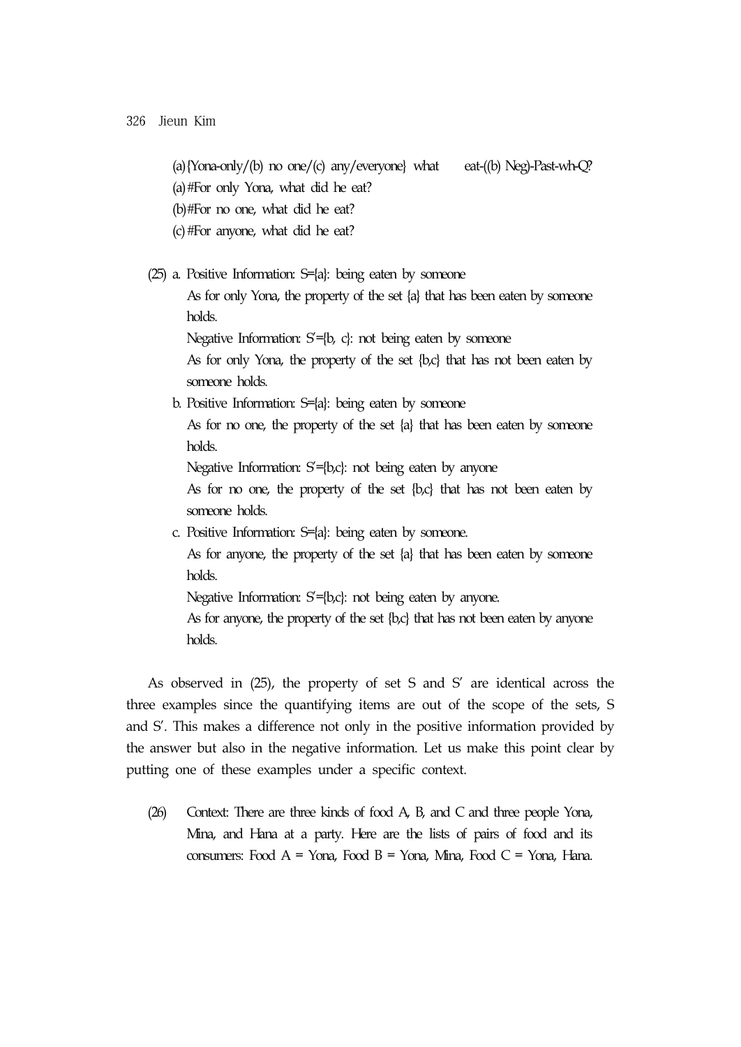(a){Yona-only/(b) no one/(c) any/everyone} what eat-((b) Neg)-Past-wh-Q?
(a)#For only Yona, what did he eat?
(b)#For no one, what did he eat?
(c)#For anyone, what did he eat?

(25) a. Positive Information: S={a}: being eaten by someone
As for only Yona, the property of the set {a} that has been eaten by someone holds.
Negative Information: S′={b, c}: not being eaten by someone
As for only Yona, the property of the set {b,c} that has not been eaten by someone holds.

b. Positive Information: S={a}: being eaten by someone
As for no one, the property of the set {a} that has been eaten by someone holds.
Negative Information: S′={b,c}: not being eaten by anyone
As for no one, the property of the set {b,c} that has not been eaten by someone holds.

c. Positive Information: S={a}: being eaten by someone.
As for anyone, the property of the set {a} that has been eaten by someone holds.
Negative Information: S′={b,c}: not being eaten by anyone.
As for anyone, the property of the set {b,c} that has not been eaten by anyone holds.

As observed in (25), the property of set S and S′ are identical across the three examples since the quantifying items are out of the scope of the sets, S and S′. This makes a difference not only in the positive information provided by the answer but also in the negative information. Let us make this point clear by putting one of these examples under a specific context.

(26) Context: There are three kinds of food A, B, and C and three people Yona, Mina, and Hana at a party. Here are the lists of pairs of food and its consumers: Food A = Yona, Food B = Yona, Mina, Food C = Yona, Hana.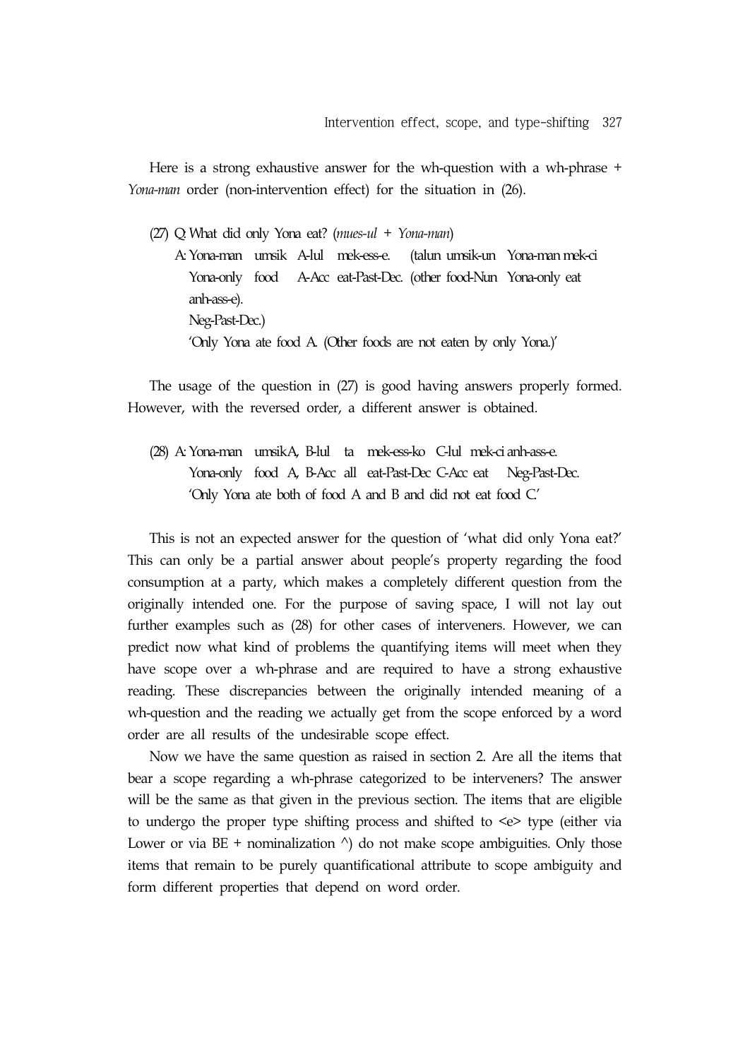Here is a strong exhaustive answer for the wh-question with a wh-phrase + *Yona-man* order (non-intervention effect) for the situation in (26).

(27) Q: What did only Yona eat? (*mues-ul + Yona-man*)

A: Yona-man umsik A-lul mek-ess-e. (talun umsik-un Yona-man mek-ci anh-ass-e).
   Yona-only food A-Acc eat-Past-Dec. (other food-Nun Yona-only eat Neg-Past-Dec.)
   'Only Yona ate food A. (Other foods are not eaten by only Yona.)'

The usage of the question in (27) is good having answers properly formed. However, with the reversed order, a different answer is obtained.

(28) A: Yona-man umsik A, B-lul ta mek-ess-ko C-lul mek-ci anh-ass-e.
   Yona-only food A, B-Acc all eat-Past-Dec C-Acc eat Neg-Past-Dec.
   'Only Yona ate both of food A and B and did not eat food C.'

This is not an expected answer for the question of 'what did only Yona eat?' This can only be a partial answer about people's property regarding the food consumption at a party, which makes a completely different question from the originally intended one. For the purpose of saving space, I will not lay out further examples such as (28) for other cases of interveners. However, we can predict now what kind of problems the quantifying items will meet when they have scope over a wh-phrase and are required to have a strong exhaustive reading. These discrepancies between the originally intended meaning of a wh-question and the reading we actually get from the scope enforced by a word order are all results of the undesirable scope effect.

Now we have the same question as raised in section 2. Are all the items that bear a scope regarding a wh-phrase categorized to be interveners? The answer will be the same as that given in the previous section. The items that are eligible to undergo the proper type shifting process and shifted to <e> type (either via Lower or via BE + nominalization ^) do not make scope ambiguities. Only those items that remain to be purely quantificational attribute to scope ambiguity and form different properties that depend on word order.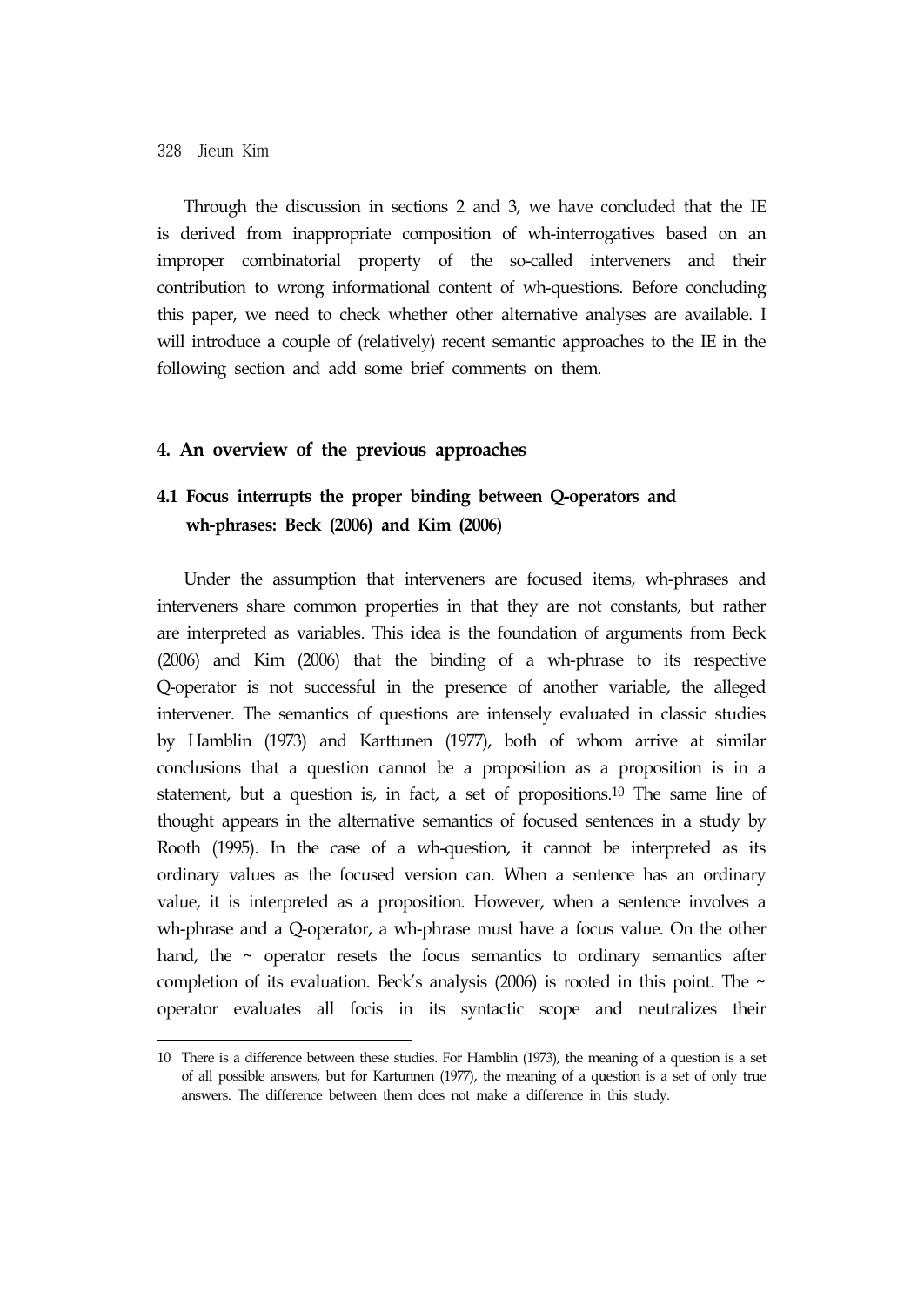Through the discussion in sections 2 and 3, we have concluded that the IE is derived from inappropriate composition of wh-interrogatives based on an improper combinatorial property of the so-called interveners and their contribution to wrong informational content of wh-questions. Before concluding this paper, we need to check whether other alternative analyses are available. I will introduce a couple of (relatively) recent semantic approaches to the IE in the following section and add some brief comments on them.

## 4. An overview of the previous approaches

### 4.1 Focus interrupts the proper binding between Q-operators and wh-phrases: Beck (2006) and Kim (2006)

Under the assumption that interveners are focused items, wh-phrases and interveners share common properties in that they are not constants, but rather are interpreted as variables. This idea is the foundation of arguments from Beck (2006) and Kim (2006) that the binding of a wh-phrase to its respective Q-operator is not successful in the presence of another variable, the alleged intervener. The semantics of questions are intensely evaluated in classic studies by Hamblin (1973) and Karttunen (1977), both of whom arrive at similar conclusions that a question cannot be a proposition as a proposition is in a statement, but a question is, in fact, a set of propositions.[10] The same line of thought appears in the alternative semantics of focused sentences in a study by Rooth (1995). In the case of a wh-question, it cannot be interpreted as its ordinary values as the focused version can. When a sentence has an ordinary value, it is interpreted as a proposition. However, when a sentence involves a wh-phrase and a Q-operator, a wh-phrase must have a focus value. On the other hand, the ~ operator resets the focus semantics to ordinary semantics after completion of its evaluation. Beck's analysis (2006) is rooted in this point. The ~ operator evaluates all focis in its syntactic scope and neutralizes their

10 There is a difference between these studies. For Hamblin (1973), the meaning of a question is a set of all possible answers, but for Kartunnen (1977), the meaning of a question is a set of only true answers. The difference between them does not make a difference in this study.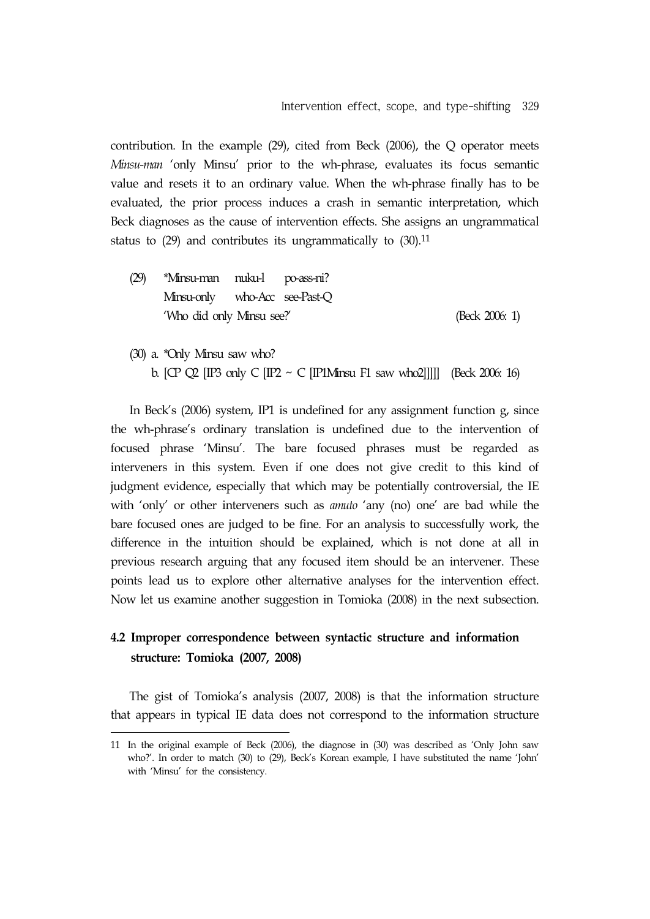contribution. In the example (29), cited from Beck (2006), the Q operator meets *Minsu-man* 'only Minsu' prior to the wh-phrase, evaluates its focus semantic value and resets it to an ordinary value. When the wh-phrase finally has to be evaluated, the prior process induces a crash in semantic interpretation, which Beck diagnoses as the cause of intervention effects. She assigns an ungrammatical status to (29) and contributes its ungrammatically to (30).[11]

(29) *Minsu-man nuku-l po-ass-ni?
Minsu-only who-Acc see-Past-Q
'Who did only Minsu see?' (Beck 2006: 1)

(30) a. *Only Minsu saw who?
b. [CP Q2 [IP3 only C [IP2 ~ C [IP1Minsu F1 saw who2]]]]] (Beck 2006: 16)

In Beck's (2006) system, IP1 is undefined for any assignment function g, since the wh-phrase's ordinary translation is undefined due to the intervention of focused phrase 'Minsu'. The bare focused phrases must be regarded as interveners in this system. Even if one does not give credit to this kind of judgment evidence, especially that which may be potentially controversial, the IE with 'only' or other interveners such as *amuto* 'any (no) one' are bad while the bare focused ones are judged to be fine. For an analysis to successfully work, the difference in the intuition should be explained, which is not done at all in previous research arguing that any focused item should be an intervener. These points lead us to explore other alternative analyses for the intervention effect. Now let us examine another suggestion in Tomioka (2008) in the next subsection.

### 4.2 Improper correspondence between syntactic structure and information structure: Tomioka (2007, 2008)

The gist of Tomioka's analysis (2007, 2008) is that the information structure that appears in typical IE data does not correspond to the information structure

11 In the original example of Beck (2006), the diagnose in (30) was described as 'Only John saw who?'. In order to match (30) to (29), Beck's Korean example, I have substituted the name 'John' with 'Minsu' for the consistency.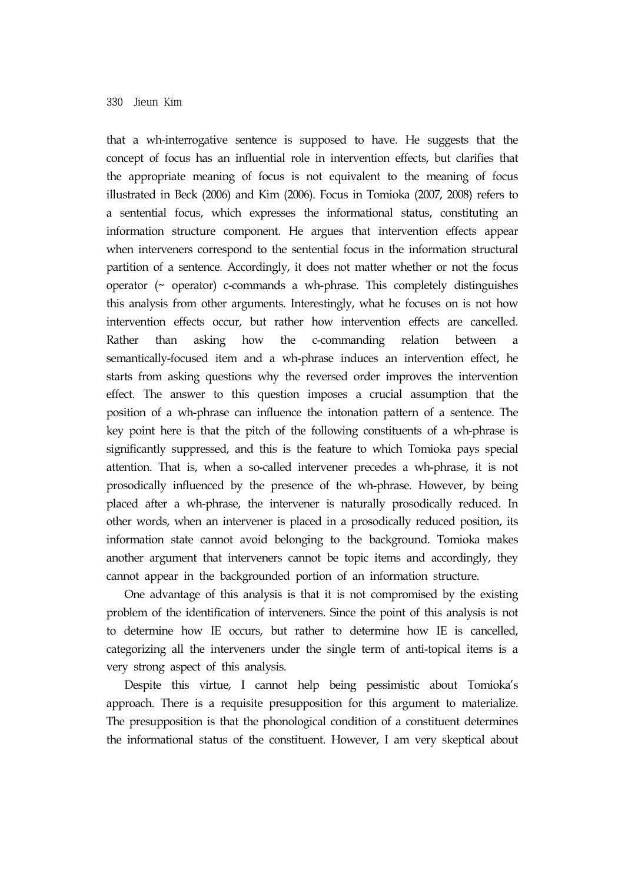that a wh-interrogative sentence is supposed to have. He suggests that the concept of focus has an influential role in intervention effects, but clarifies that the appropriate meaning of focus is not equivalent to the meaning of focus illustrated in Beck (2006) and Kim (2006). Focus in Tomioka (2007, 2008) refers to a sentential focus, which expresses the informational status, constituting an information structure component. He argues that intervention effects appear when interveners correspond to the sentential focus in the information structural partition of a sentence. Accordingly, it does not matter whether or not the focus operator (~ operator) c-commands a wh-phrase. This completely distinguishes this analysis from other arguments. Interestingly, what he focuses on is not how intervention effects occur, but rather how intervention effects are cancelled. Rather than asking how the c-commanding relation between a semantically-focused item and a wh-phrase induces an intervention effect, he starts from asking questions why the reversed order improves the intervention effect. The answer to this question imposes a crucial assumption that the position of a wh-phrase can influence the intonation pattern of a sentence. The key point here is that the pitch of the following constituents of a wh-phrase is significantly suppressed, and this is the feature to which Tomioka pays special attention. That is, when a so-called intervener precedes a wh-phrase, it is not prosodically influenced by the presence of the wh-phrase. However, by being placed after a wh-phrase, the intervener is naturally prosodically reduced. In other words, when an intervener is placed in a prosodically reduced position, its information state cannot avoid belonging to the background. Tomioka makes another argument that interveners cannot be topic items and accordingly, they cannot appear in the backgrounded portion of an information structure.

One advantage of this analysis is that it is not compromised by the existing problem of the identification of interveners. Since the point of this analysis is not to determine how IE occurs, but rather to determine how IE is cancelled, categorizing all the interveners under the single term of anti-topical items is a very strong aspect of this analysis.

Despite this virtue, I cannot help being pessimistic about Tomioka's approach. There is a requisite presupposition for this argument to materialize. The presupposition is that the phonological condition of a constituent determines the informational status of the constituent. However, I am very skeptical about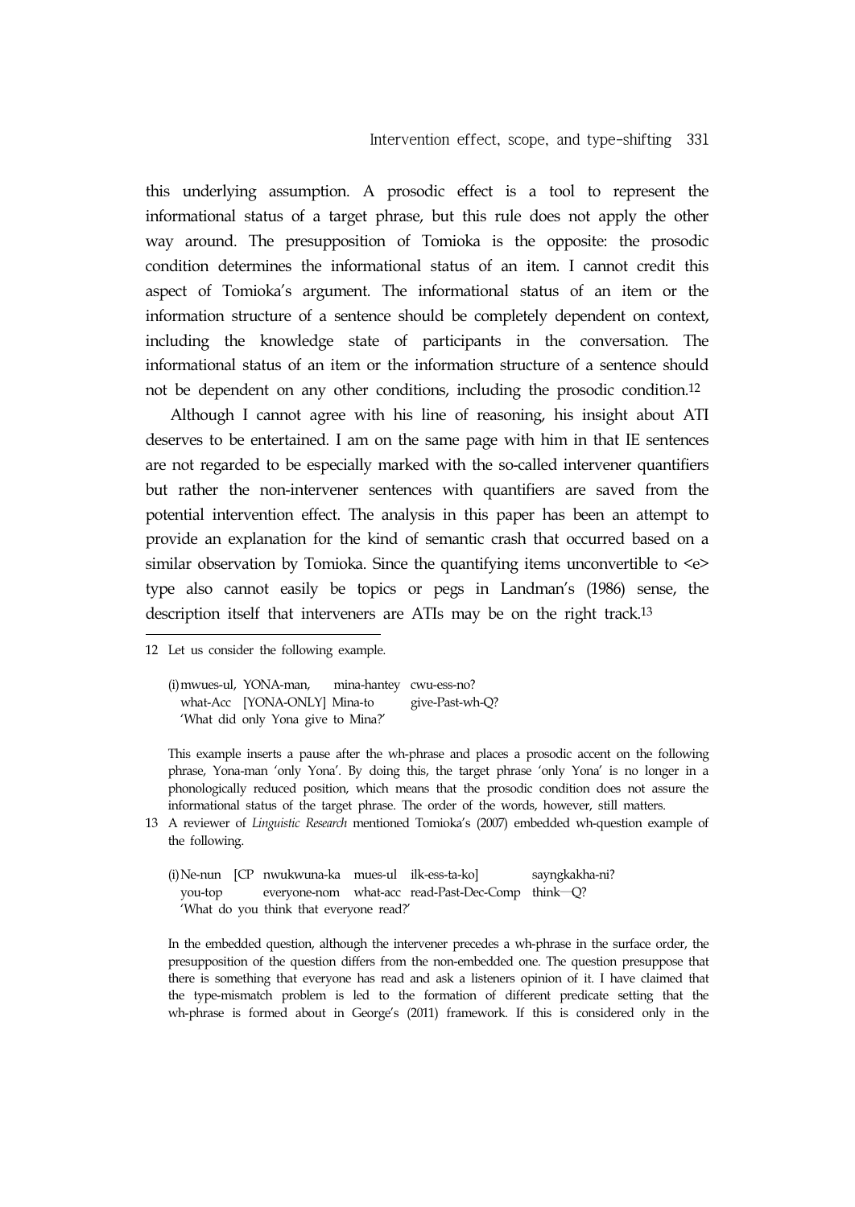this underlying assumption. A prosodic effect is a tool to represent the informational status of a target phrase, but this rule does not apply the other way around. The presupposition of Tomioka is the opposite: the prosodic condition determines the informational status of an item. I cannot credit this aspect of Tomioka's argument. The informational status of an item or the information structure of a sentence should be completely dependent on context, including the knowledge state of participants in the conversation. The informational status of an item or the information structure of a sentence should not be dependent on any other conditions, including the prosodic condition.[12]

Although I cannot agree with his line of reasoning, his insight about ATI deserves to be entertained. I am on the same page with him in that IE sentences are not regarded to be especially marked with the so-called intervener quantifiers but rather the non-intervener sentences with quantifiers are saved from the potential intervention effect. The analysis in this paper has been an attempt to provide an explanation for the kind of semantic crash that occurred based on a similar observation by Tomioka. Since the quantifying items unconvertible to <e> type also cannot easily be topics or pegs in Landman's (1986) sense, the description itself that interveners are ATIs may be on the right track.[13]

---

12 Let us consider the following example.

(i) mwues-ul, YONA-man, mina-hantey cwu-ess-no?
what-Acc [YONA-ONLY] Mina-to give-Past-wh-Q?
'What did only Yona give to Mina?'

This example inserts a pause after the wh-phrase and places a prosodic accent on the following phrase, Yona-man 'only Yona'. By doing this, the target phrase 'only Yona' is no longer in a phonologically reduced position, which means that the prosodic condition does not assure the informational status of the target phrase. The order of the words, however, still matters.

13 A reviewer of *Linguistic Research* mentioned Tomioka's (2007) embedded wh-question example of the following.

(i) Ne-nun [CP nwukwuna-ka mues-ul ilk-ess-ta-ko] sayngkakha-ni?
you-top everyone-nom what-acc read-Past-Dec-Comp think—Q?
'What do you think that everyone read?'

In the embedded question, although the intervener precedes a wh-phrase in the surface order, the presupposition of the question differs from the non-embedded one. The question presuppose that there is something that everyone has read and ask a listeners opinion of it. I have claimed that the type-mismatch problem is led to the formation of different predicate setting that the wh-phrase is formed about in George's (2011) framework. If this is considered only in the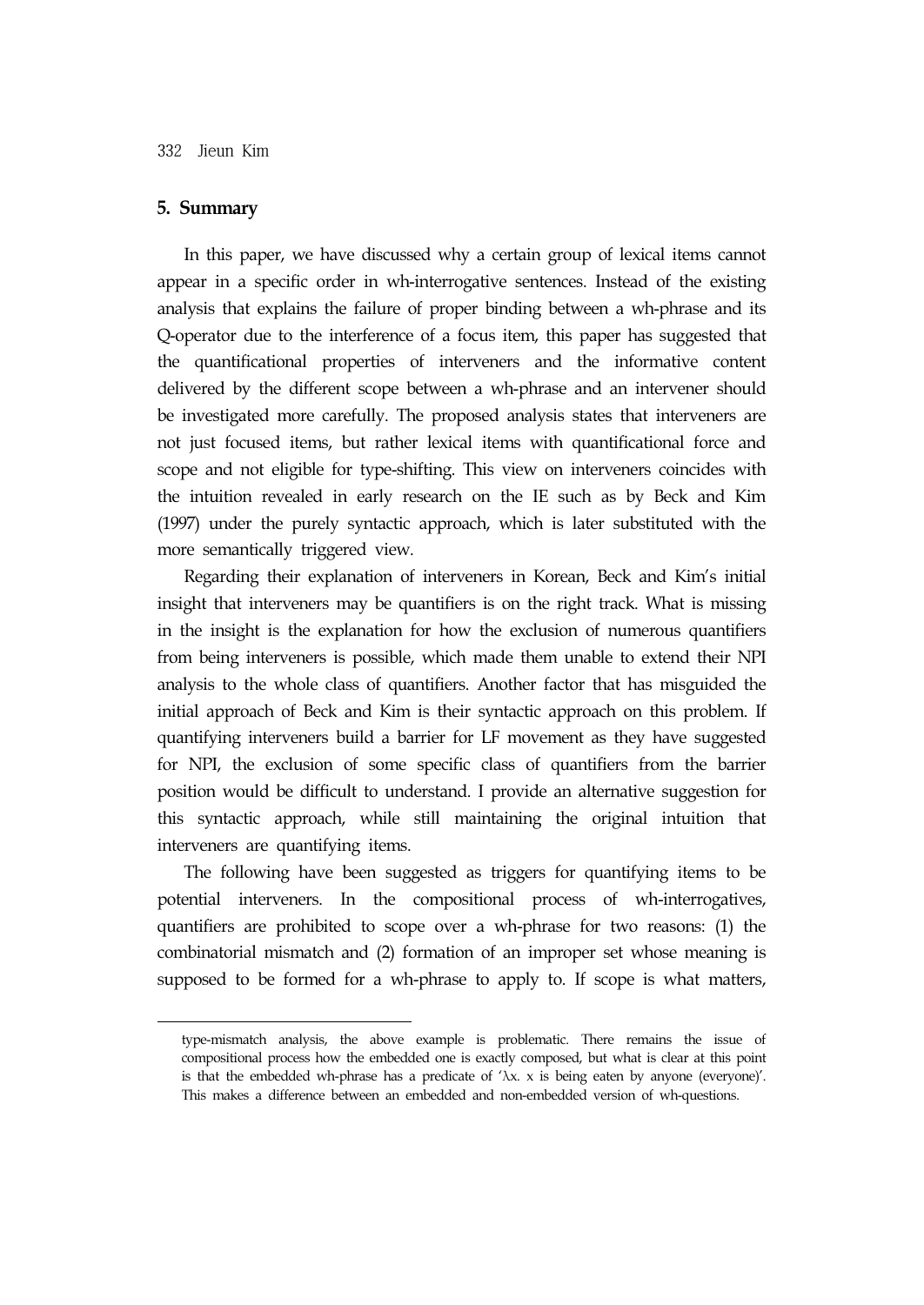## 5. Summary

In this paper, we have discussed why a certain group of lexical items cannot appear in a specific order in wh-interrogative sentences. Instead of the existing analysis that explains the failure of proper binding between a wh-phrase and its Q-operator due to the interference of a focus item, this paper has suggested that the quantificational properties of interveners and the informative content delivered by the different scope between a wh-phrase and an intervener should be investigated more carefully. The proposed analysis states that interveners are not just focused items, but rather lexical items with quantificational force and scope and not eligible for type-shifting. This view on interveners coincides with the intuition revealed in early research on the IE such as by Beck and Kim (1997) under the purely syntactic approach, which is later substituted with the more semantically triggered view.

Regarding their explanation of interveners in Korean, Beck and Kim's initial insight that interveners may be quantifiers is on the right track. What is missing in the insight is the explanation for how the exclusion of numerous quantifiers from being interveners is possible, which made them unable to extend their NPI analysis to the whole class of quantifiers. Another factor that has misguided the initial approach of Beck and Kim is their syntactic approach on this problem. If quantifying interveners build a barrier for LF movement as they have suggested for NPI, the exclusion of some specific class of quantifiers from the barrier position would be difficult to understand. I provide an alternative suggestion for this syntactic approach, while still maintaining the original intuition that interveners are quantifying items.

The following have been suggested as triggers for quantifying items to be potential interveners. In the compositional process of wh-interrogatives, quantifiers are prohibited to scope over a wh-phrase for two reasons: (1) the combinatorial mismatch and (2) formation of an improper set whose meaning is supposed to be formed for a wh-phrase to apply to. If scope is what matters,

---

type-mismatch analysis, the above example is problematic. There remains the issue of compositional process how the embedded one is exactly composed, but what is clear at this point is that the embedded wh-phrase has a predicate of '$\lambda x$. x is being eaten by anyone (everyone)'. This makes a difference between an embedded and non-embedded version of wh-questions.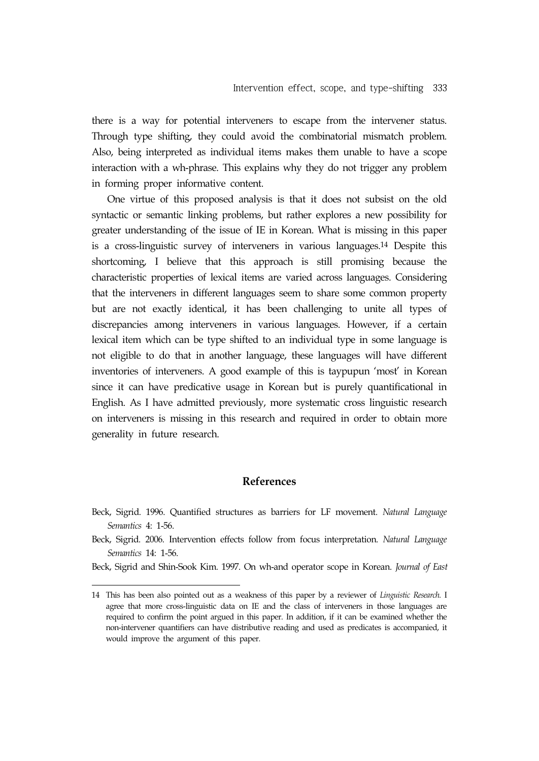there is a way for potential interveners to escape from the intervener status. Through type shifting, they could avoid the combinatorial mismatch problem. Also, being interpreted as individual items makes them unable to have a scope interaction with a wh-phrase. This explains why they do not trigger any problem in forming proper informative content.

One virtue of this proposed analysis is that it does not subsist on the old syntactic or semantic linking problems, but rather explores a new possibility for greater understanding of the issue of IE in Korean. What is missing in this paper is a cross-linguistic survey of interveners in various languages.[14] Despite this shortcoming, I believe that this approach is still promising because the characteristic properties of lexical items are varied across languages. Considering that the interveners in different languages seem to share some common property but are not exactly identical, it has been challenging to unite all types of discrepancies among interveners in various languages. However, if a certain lexical item which can be type shifted to an individual type in some language is not eligible to do that in another language, these languages will have different inventories of interveners. A good example of this is taypupun 'most' in Korean since it can have predicative usage in Korean but is purely quantificational in English. As I have admitted previously, more systematic cross linguistic research on interveners is missing in this research and required in order to obtain more generality in future research.

## References

Beck, Sigrid. 1996. Quantified structures as barriers for LF movement. *Natural Language Semantics* 4: 1-56.

Beck, Sigrid. 2006. Intervention effects follow from focus interpretation. *Natural Language Semantics* 14: 1-56.

Beck, Sigrid and Shin-Sook Kim. 1997. On wh-and operator scope in Korean. *Journal of East*

---

14 This has been also pointed out as a weakness of this paper by a reviewer of *Linguistic Research*. I agree that more cross-linguistic data on IE and the class of interveners in those languages are required to confirm the point argued in this paper. In addition, if it can be examined whether the non-intervener quantifiers can have distributive reading and used as predicates is accompanied, it would improve the argument of this paper.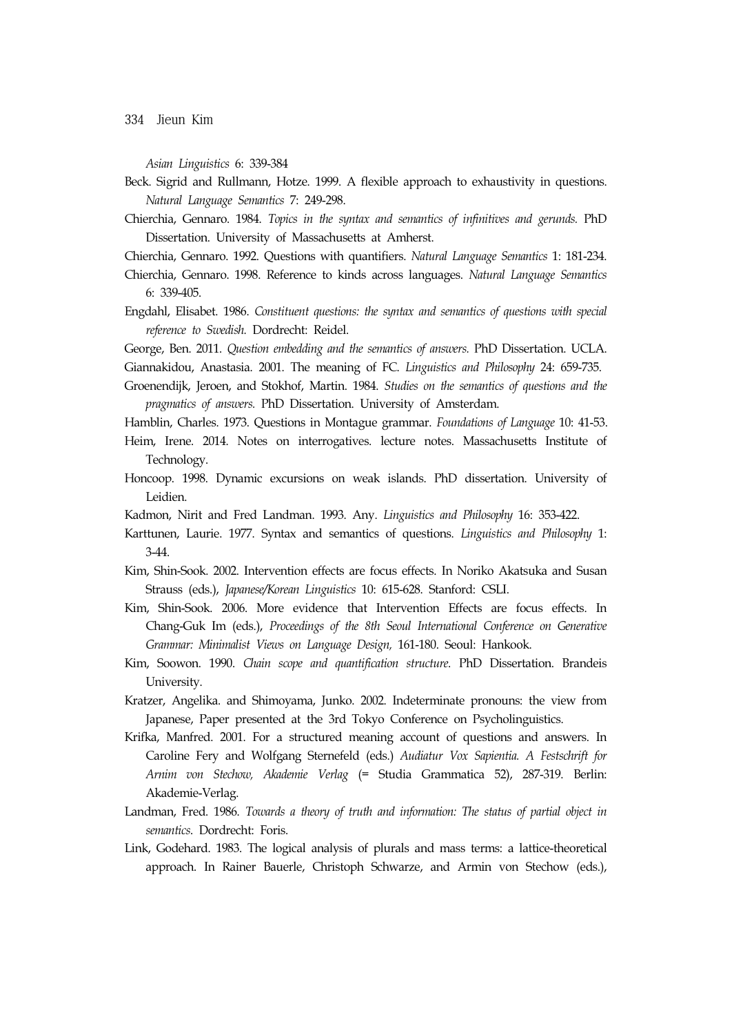*Asian Linguistics* 6: 339-384

Beck. Sigrid and Rullmann, Hotze. 1999. A flexible approach to exhaustivity in questions. *Natural Language Semantics* 7: 249-298.

Chierchia, Gennaro. 1984. *Topics in the syntax and semantics of infinitives and gerunds.* PhD Dissertation. University of Massachusetts at Amherst.

Chierchia, Gennaro. 1992. Questions with quantifiers. *Natural Language Semantics* 1: 181-234.

Chierchia, Gennaro. 1998. Reference to kinds across languages. *Natural Language Semantics* 6: 339-405.

Engdahl, Elisabet. 1986. *Constituent questions: the syntax and semantics of questions with special reference to Swedish.* Dordrecht: Reidel.

George, Ben. 2011. *Question embedding and the semantics of answers.* PhD Dissertation. UCLA.

Giannakidou, Anastasia. 2001. The meaning of FC. *Linguistics and Philosophy* 24: 659-735.

Groenendijk, Jeroen, and Stokhof, Martin. 1984. *Studies on the semantics of questions and the pragmatics of answers.* PhD Dissertation. University of Amsterdam.

Hamblin, Charles. 1973. Questions in Montague grammar. *Foundations of Language* 10: 41-53.

Heim, Irene. 2014. Notes on interrogatives. lecture notes. Massachusetts Institute of Technology.

Honcoop. 1998. Dynamic excursions on weak islands. PhD dissertation. University of Leidien.

Kadmon, Nirit and Fred Landman. 1993. Any. *Linguistics and Philosophy* 16: 353-422.

Karttunen, Laurie. 1977. Syntax and semantics of questions. *Linguistics and Philosophy* 1: 3-44.

Kim, Shin-Sook. 2002. Intervention effects are focus effects. In Noriko Akatsuka and Susan Strauss (eds.), *Japanese/Korean Linguistics* 10: 615-628. Stanford: CSLI.

Kim, Shin-Sook. 2006. More evidence that Intervention Effects are focus effects. In Chang-Guk Im (eds.), *Proceedings of the 8th Seoul International Conference on Generative Grammar: Minimalist Views on Language Design,* 161-180. Seoul: Hankook.

Kim, Soowon. 1990. *Chain scope and quantification structure.* PhD Dissertation. Brandeis University.

Kratzer, Angelika. and Shimoyama, Junko. 2002. Indeterminate pronouns: the view from Japanese, Paper presented at the 3rd Tokyo Conference on Psycholinguistics.

Krifka, Manfred. 2001. For a structured meaning account of questions and answers. In Caroline Fery and Wolfgang Sternefeld (eds.) *Audiatur Vox Sapientia. A Festschrift for Arnim von Stechow, Akademie Verlag* (= Studia Grammatica 52), 287-319. Berlin: Akademie-Verlag.

Landman, Fred. 1986. *Towards a theory of truth and information: The status of partial object in semantics.* Dordrecht: Foris.

Link, Godehard. 1983. The logical analysis of plurals and mass terms: a lattice-theoretical approach. In Rainer Bauerle, Christoph Schwarze, and Armin von Stechow (eds.),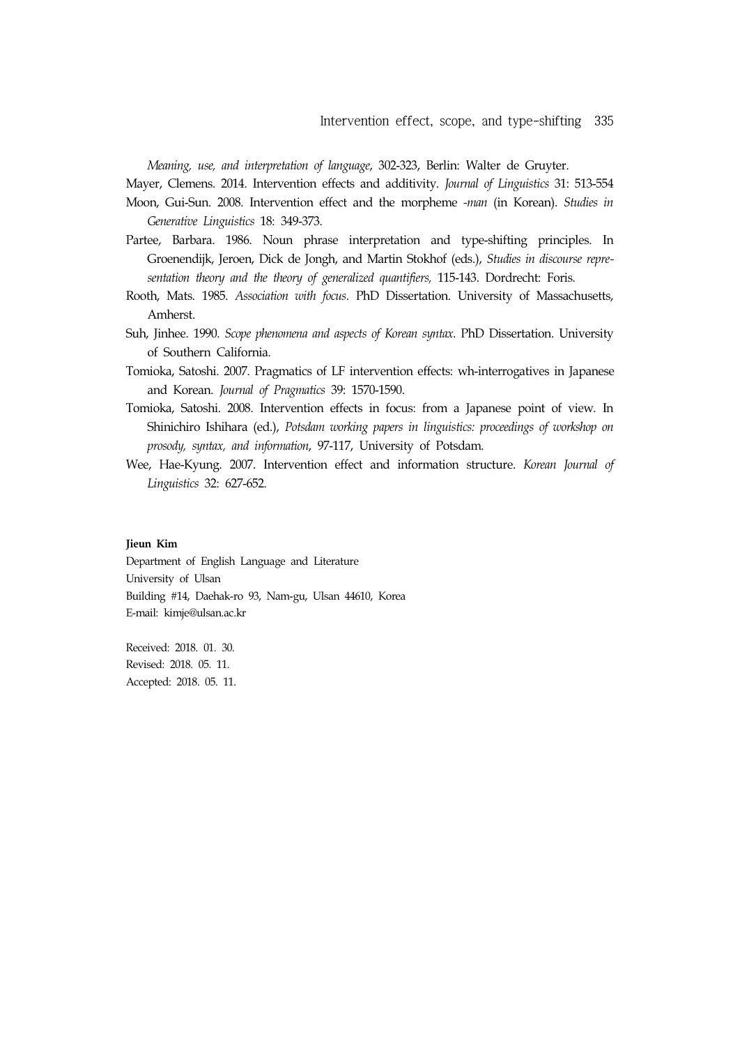*Meaning, use, and interpretation of language*, 302-323, Berlin: Walter de Gruyter.

Mayer, Clemens. 2014. Intervention effects and additivity. *Journal of Linguistics* 31: 513-554

Moon, Gui-Sun. 2008. Intervention effect and the morpheme *-man* (in Korean). *Studies in Generative Linguistics* 18: 349-373.

Partee, Barbara. 1986. Noun phrase interpretation and type-shifting principles. In Groenendijk, Jeroen, Dick de Jongh, and Martin Stokhof (eds.), *Studies in discourse representation theory and the theory of generalized quantifiers,* 115-143. Dordrecht: Foris.

Rooth, Mats. 1985. *Association with focus*. PhD Dissertation. University of Massachusetts, Amherst.

Suh, Jinhee. 1990. *Scope phenomena and aspects of Korean syntax.* PhD Dissertation. University of Southern California.

Tomioka, Satoshi. 2007. Pragmatics of LF intervention effects: wh-interrogatives in Japanese and Korean. *Journal of Pragmatics* 39: 1570-1590.

Tomioka, Satoshi. 2008. Intervention effects in focus: from a Japanese point of view. In Shinichiro Ishihara (ed.), *Potsdam working papers in linguistics: proceedings of workshop on prosody, syntax, and information*, 97-117, University of Potsdam.

Wee, Hae-Kyung. 2007. Intervention effect and information structure. *Korean Journal of Linguistics* 32: 627-652.

**Jieun Kim**

Department of English Language and Literature
University of Ulsan
Building #14, Daehak-ro 93, Nam-gu, Ulsan 44610, Korea
E-mail: kimje@ulsan.ac.kr

Received: 2018. 01. 30.
Revised: 2018. 05. 11.
Accepted: 2018. 05. 11.